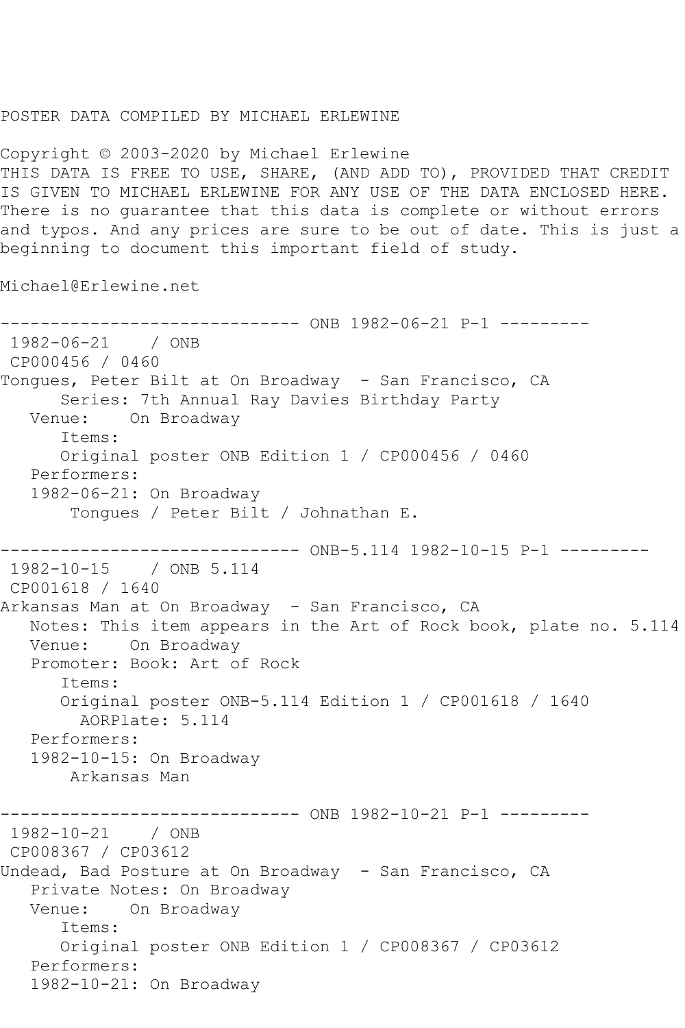POSTER DATA COMPILED BY MICHAEL ERLEWINE

Copyright © 2003-2020 by Michael Erlewine
THIS DATA IS FREE TO USE, SHARE, (AND ADD TO), PROVIDED THAT CREDIT IS GIVEN TO MICHAEL ERLEWINE FOR ANY USE OF THE DATA ENCLOSED HERE. There is no guarantee that this data is complete or without errors and typos. And any prices are sure to be out of date. This is just a beginning to document this important field of study.

Michael@Erlewine.net

```
------------------------------ ONB 1982-06-21 P-1 ---------
 1982-06-21    / ONB
 CP000456 / 0460
Tongues, Peter Bilt at On Broadway  - San Francisco, CA
      Series: 7th Annual Ray Davies Birthday Party
   Venue:    On Broadway
      Items:
      Original poster ONB Edition 1 / CP000456 / 0460
   Performers:
   1982-06-21: On Broadway
       Tongues / Peter Bilt / Johnathan E.

------------------------------ ONB-5.114 1982-10-15 P-1 ---------
 1982-10-15    / ONB 5.114
 CP001618 / 1640
Arkansas Man at On Broadway  - San Francisco, CA
   Notes: This item appears in the Art of Rock book, plate no. 5.114
   Venue:    On Broadway
   Promoter: Book: Art of Rock
      Items:
      Original poster ONB-5.114 Edition 1 / CP001618 / 1640
        AORPlate: 5.114
   Performers:
   1982-10-15: On Broadway
       Arkansas Man

------------------------------ ONB 1982-10-21 P-1 ---------
 1982-10-21    / ONB
 CP008367 / CP03612
Undead, Bad Posture at On Broadway  - San Francisco, CA
   Private Notes: On Broadway
   Venue:    On Broadway
      Items:
      Original poster ONB Edition 1 / CP008367 / CP03612
   Performers:
   1982-10-21: On Broadway
```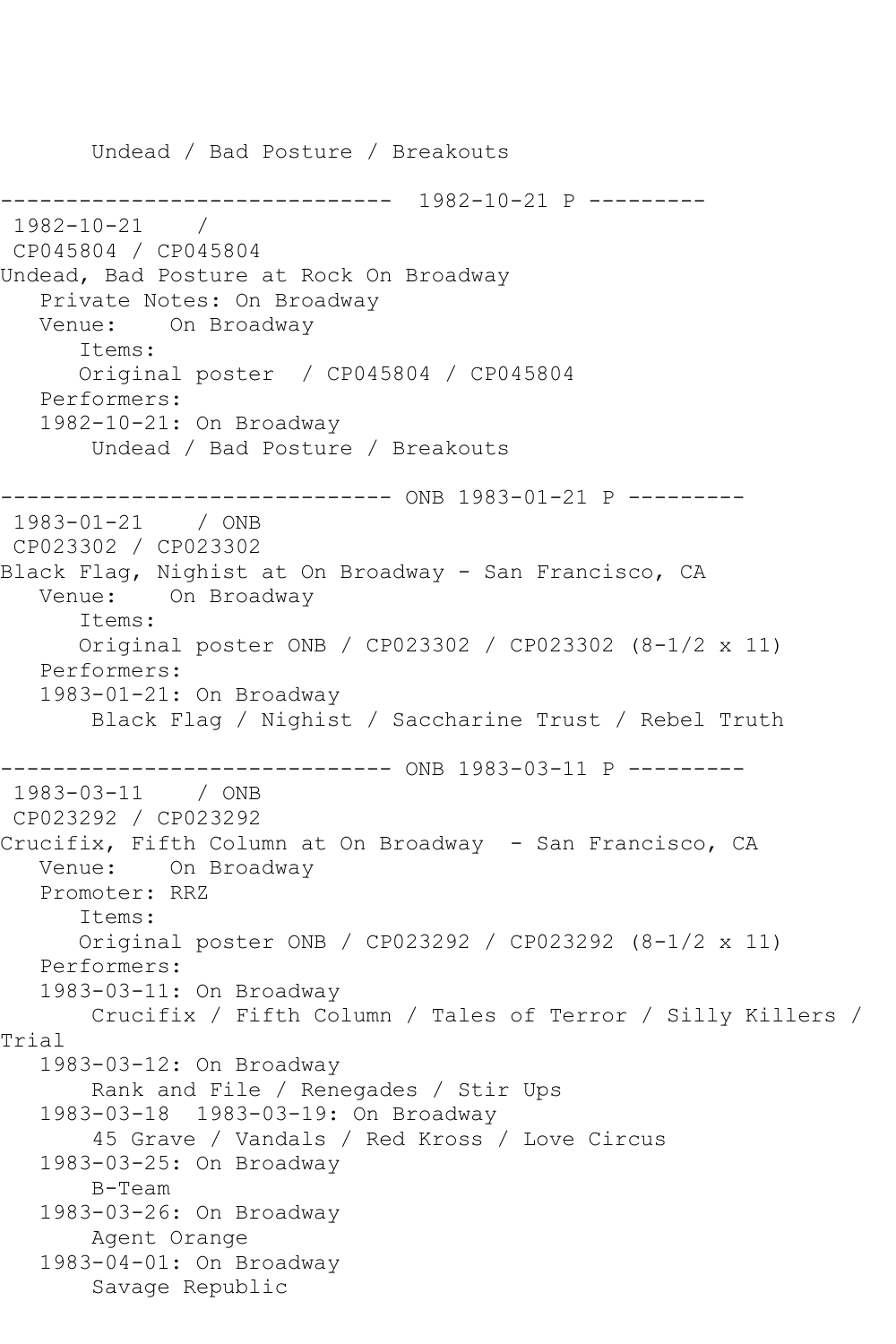Undead / Bad Posture / Breakouts

------------------------------ 1982-10-21 P ---------

1982-10-21 /
CP045804 / CP045804
Undead, Bad Posture at Rock On Broadway
Private Notes: On Broadway
Venue: On Broadway
Items:
Original poster / CP045804 / CP045804
Performers:
1982-10-21: On Broadway
Undead / Bad Posture / Breakouts

------------------------------ ONB 1983-01-21 P ---------

1983-01-21 / ONB
CP023302 / CP023302
Black Flag, Nighist at On Broadway - San Francisco, CA
Venue: On Broadway
Items:
Original poster ONB / CP023302 / CP023302 (8-1/2 x 11)
Performers:
1983-01-21: On Broadway
Black Flag / Nighist / Saccharine Trust / Rebel Truth

------------------------------ ONB 1983-03-11 P ---------

1983-03-11 / ONB
CP023292 / CP023292
Crucifix, Fifth Column at On Broadway - San Francisco, CA
Venue: On Broadway
Promoter: RRZ
Items:
Original poster ONB / CP023292 / CP023292 (8-1/2 x 11)
Performers:
1983-03-11: On Broadway
Crucifix / Fifth Column / Tales of Terror / Silly Killers / Trial
1983-03-12: On Broadway
Rank and File / Renegades / Stir Ups
1983-03-18 1983-03-19: On Broadway
45 Grave / Vandals / Red Kross / Love Circus
1983-03-25: On Broadway
B-Team
1983-03-26: On Broadway
Agent Orange
1983-04-01: On Broadway
Savage Republic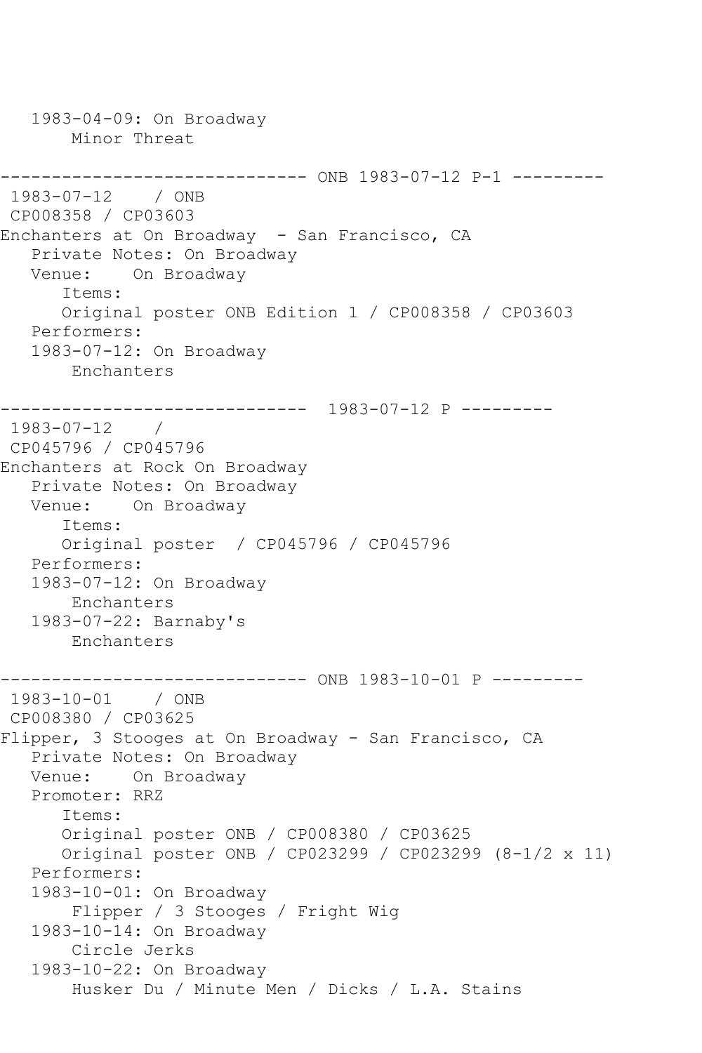```
   1983-04-09: On Broadway
       Minor Threat

------------------------------ ONB 1983-07-12 P-1 ---------
 1983-07-12    / ONB
 CP008358 / CP03603
Enchanters at On Broadway  - San Francisco, CA
   Private Notes: On Broadway
   Venue:    On Broadway
      Items:
      Original poster ONB Edition 1 / CP008358 / CP03603
   Performers:
   1983-07-12: On Broadway
       Enchanters

------------------------------  1983-07-12 P ---------
 1983-07-12    /
 CP045796 / CP045796
Enchanters at Rock On Broadway
   Private Notes: On Broadway
   Venue:    On Broadway
      Items:
      Original poster  / CP045796 / CP045796
   Performers:
   1983-07-12: On Broadway
       Enchanters
   1983-07-22: Barnaby's
       Enchanters

------------------------------ ONB 1983-10-01 P ---------
 1983-10-01    / ONB
 CP008380 / CP03625
Flipper, 3 Stooges at On Broadway - San Francisco, CA
   Private Notes: On Broadway
   Venue:    On Broadway
   Promoter: RRZ
      Items:
      Original poster ONB / CP008380 / CP03625
      Original poster ONB / CP023299 / CP023299 (8-1/2 x 11)
   Performers:
   1983-10-01: On Broadway
       Flipper / 3 Stooges / Fright Wig
   1983-10-14: On Broadway
       Circle Jerks
   1983-10-22: On Broadway
       Husker Du / Minute Men / Dicks / L.A. Stains
```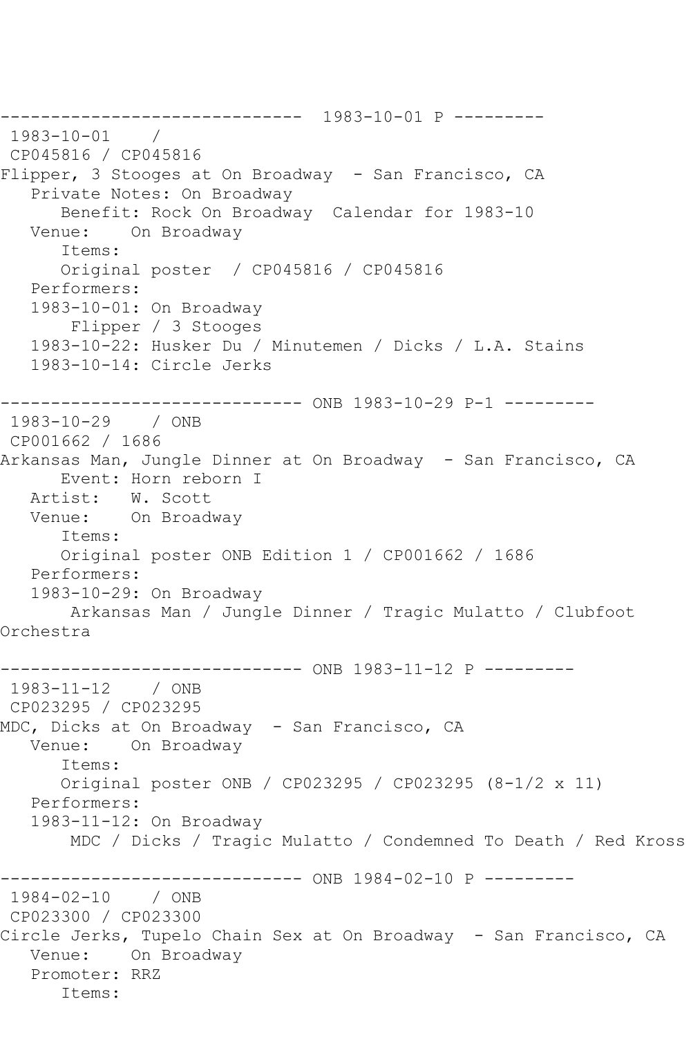------------------------------ 1983-10-01 P ---------
1983-10-01 /
CP045816 / CP045816
Flipper, 3 Stooges at On Broadway - San Francisco, CA
Private Notes: On Broadway
Benefit: Rock On Broadway Calendar for 1983-10
Venue: On Broadway
Items:
Original poster / CP045816 / CP045816
Performers:
1983-10-01: On Broadway
Flipper / 3 Stooges
1983-10-22: Husker Du / Minutemen / Dicks / L.A. Stains
1983-10-14: Circle Jerks

------------------------------ ONB 1983-10-29 P-1 ---------
1983-10-29 / ONB
CP001662 / 1686
Arkansas Man, Jungle Dinner at On Broadway - San Francisco, CA
Event: Horn reborn I
Artist: W. Scott
Venue: On Broadway
Items:
Original poster ONB Edition 1 / CP001662 / 1686
Performers:
1983-10-29: On Broadway
Arkansas Man / Jungle Dinner / Tragic Mulatto / Clubfoot Orchestra

------------------------------ ONB 1983-11-12 P ---------
1983-11-12 / ONB
CP023295 / CP023295
MDC, Dicks at On Broadway - San Francisco, CA
Venue: On Broadway
Items:
Original poster ONB / CP023295 / CP023295 (8-1/2 x 11)
Performers:
1983-11-12: On Broadway
MDC / Dicks / Tragic Mulatto / Condemned To Death / Red Kross

------------------------------ ONB 1984-02-10 P ---------
1984-02-10 / ONB
CP023300 / CP023300
Circle Jerks, Tupelo Chain Sex at On Broadway - San Francisco, CA
Venue: On Broadway
Promoter: RRZ
Items: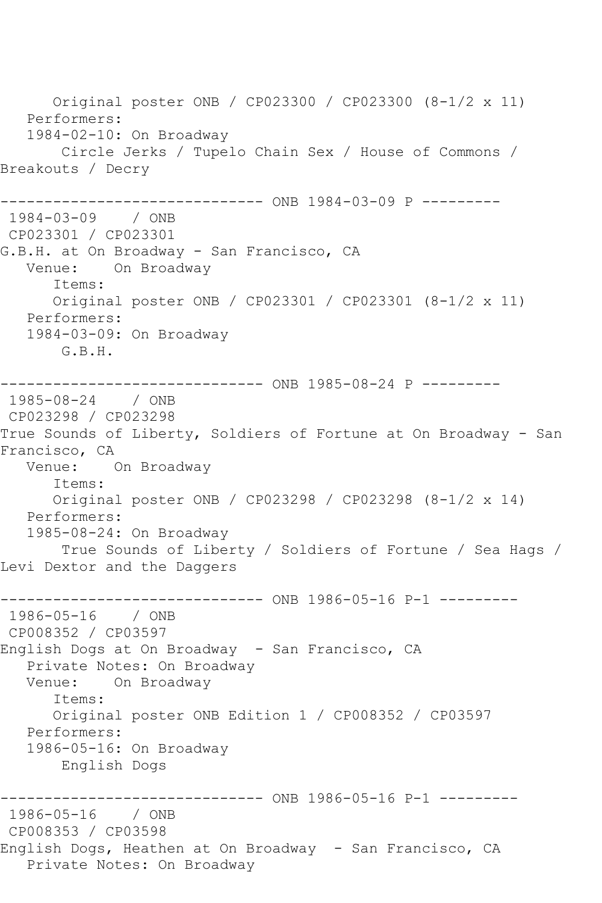Original poster ONB / CP023300 / CP023300 (8-1/2 x 11)
   Performers:
   1984-02-10: On Broadway
       Circle Jerks / Tupelo Chain Sex / House of Commons / Breakouts / Decry

------------------------------ ONB 1984-03-09 P ---------
 1984-03-09    / ONB
 CP023301 / CP023301
G.B.H. at On Broadway - San Francisco, CA
   Venue:    On Broadway
      Items:
      Original poster ONB / CP023301 / CP023301 (8-1/2 x 11)
   Performers:
   1984-03-09: On Broadway
       G.B.H.

------------------------------ ONB 1985-08-24 P ---------
 1985-08-24    / ONB
 CP023298 / CP023298
True Sounds of Liberty, Soldiers of Fortune at On Broadway - San Francisco, CA
   Venue:    On Broadway
      Items:
      Original poster ONB / CP023298 / CP023298 (8-1/2 x 14)
   Performers:
   1985-08-24: On Broadway
       True Sounds of Liberty / Soldiers of Fortune / Sea Hags / Levi Dextor and the Daggers

------------------------------ ONB 1986-05-16 P-1 ---------
 1986-05-16    / ONB
 CP008352 / CP03597
English Dogs at On Broadway  - San Francisco, CA
   Private Notes: On Broadway
   Venue:    On Broadway
      Items:
      Original poster ONB Edition 1 / CP008352 / CP03597
   Performers:
   1986-05-16: On Broadway
       English Dogs

------------------------------ ONB 1986-05-16 P-1 ---------
 1986-05-16    / ONB
 CP008353 / CP03598
English Dogs, Heathen at On Broadway  - San Francisco, CA
   Private Notes: On Broadway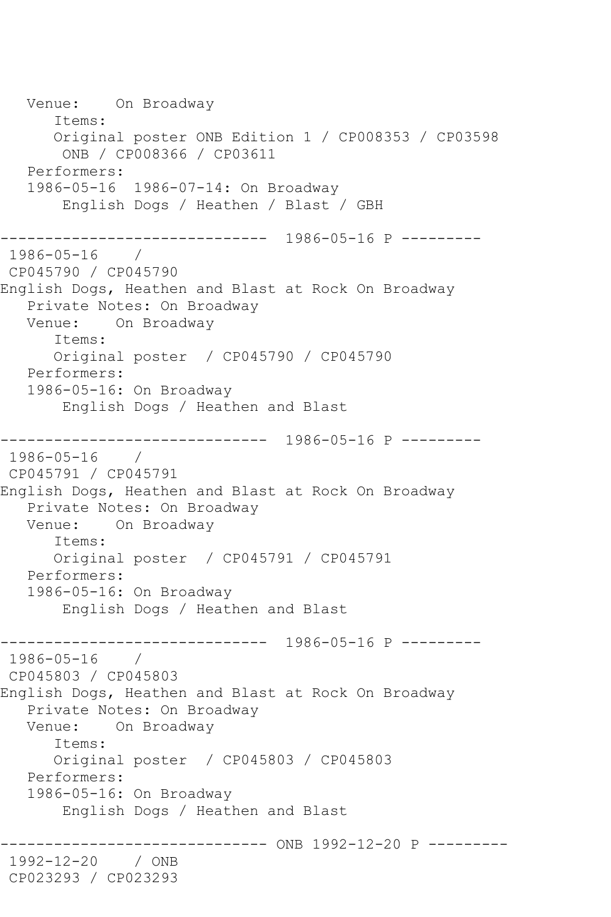```
   Venue:    On Broadway
      Items:
      Original poster ONB Edition 1 / CP008353 / CP03598
       ONB / CP008366 / CP03611
   Performers:
   1986-05-16  1986-07-14: On Broadway
       English Dogs / Heathen / Blast / GBH

------------------------------  1986-05-16 P ---------
 1986-05-16    /
 CP045790 / CP045790
English Dogs, Heathen and Blast at Rock On Broadway
   Private Notes: On Broadway
   Venue:    On Broadway
      Items:
      Original poster  / CP045790 / CP045790
   Performers:
   1986-05-16: On Broadway
       English Dogs / Heathen and Blast

------------------------------  1986-05-16 P ---------
 1986-05-16    /
 CP045791 / CP045791
English Dogs, Heathen and Blast at Rock On Broadway
   Private Notes: On Broadway
   Venue:    On Broadway
      Items:
      Original poster  / CP045791 / CP045791
   Performers:
   1986-05-16: On Broadway
       English Dogs / Heathen and Blast

------------------------------  1986-05-16 P ---------
 1986-05-16    /
 CP045803 / CP045803
English Dogs, Heathen and Blast at Rock On Broadway
   Private Notes: On Broadway
   Venue:    On Broadway
      Items:
      Original poster  / CP045803 / CP045803
   Performers:
   1986-05-16: On Broadway
       English Dogs / Heathen and Blast

------------------------------ ONB 1992-12-20 P ---------
 1992-12-20    / ONB
 CP023293 / CP023293
```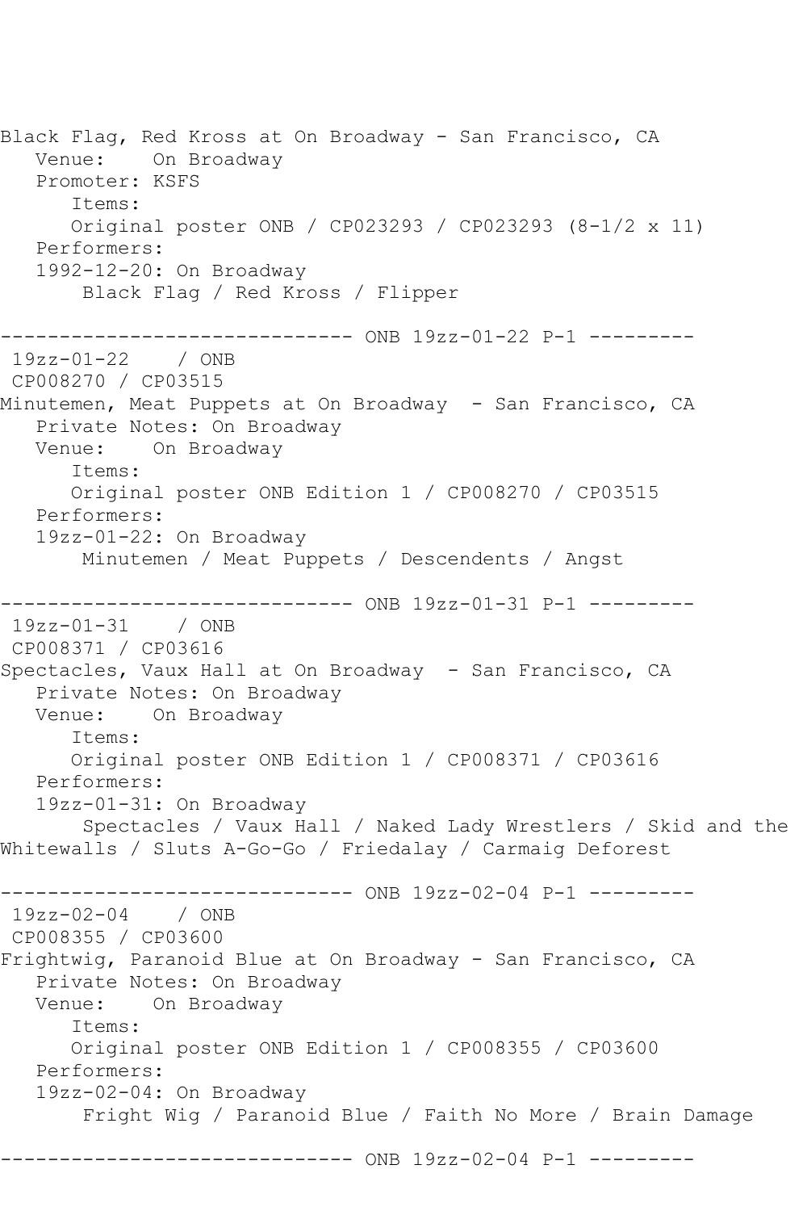Black Flag, Red Kross at On Broadway - San Francisco, CA
   Venue:    On Broadway
   Promoter: KSFS
      Items:
      Original poster ONB / CP023293 / CP023293 (8-1/2 x 11)
   Performers:
   1992-12-20: On Broadway
       Black Flag / Red Kross / Flipper

------------------------------ ONB 19zz-01-22 P-1 ---------
 19zz-01-22    / ONB
 CP008270 / CP03515
Minutemen, Meat Puppets at On Broadway  - San Francisco, CA
   Private Notes: On Broadway
   Venue:    On Broadway
      Items:
      Original poster ONB Edition 1 / CP008270 / CP03515
   Performers:
   19zz-01-22: On Broadway
       Minutemen / Meat Puppets / Descendents / Angst

------------------------------ ONB 19zz-01-31 P-1 ---------
 19zz-01-31    / ONB
 CP008371 / CP03616
Spectacles, Vaux Hall at On Broadway  - San Francisco, CA
   Private Notes: On Broadway
   Venue:    On Broadway
      Items:
      Original poster ONB Edition 1 / CP008371 / CP03616
   Performers:
   19zz-01-31: On Broadway
       Spectacles / Vaux Hall / Naked Lady Wrestlers / Skid and the Whitewalls / Sluts A-Go-Go / Friedalay / Carmaig Deforest

------------------------------ ONB 19zz-02-04 P-1 ---------
 19zz-02-04    / ONB
 CP008355 / CP03600
Frightwig, Paranoid Blue at On Broadway - San Francisco, CA
   Private Notes: On Broadway
   Venue:    On Broadway
      Items:
      Original poster ONB Edition 1 / CP008355 / CP03600
   Performers:
   19zz-02-04: On Broadway
       Fright Wig / Paranoid Blue / Faith No More / Brain Damage

------------------------------ ONB 19zz-02-04 P-1 ---------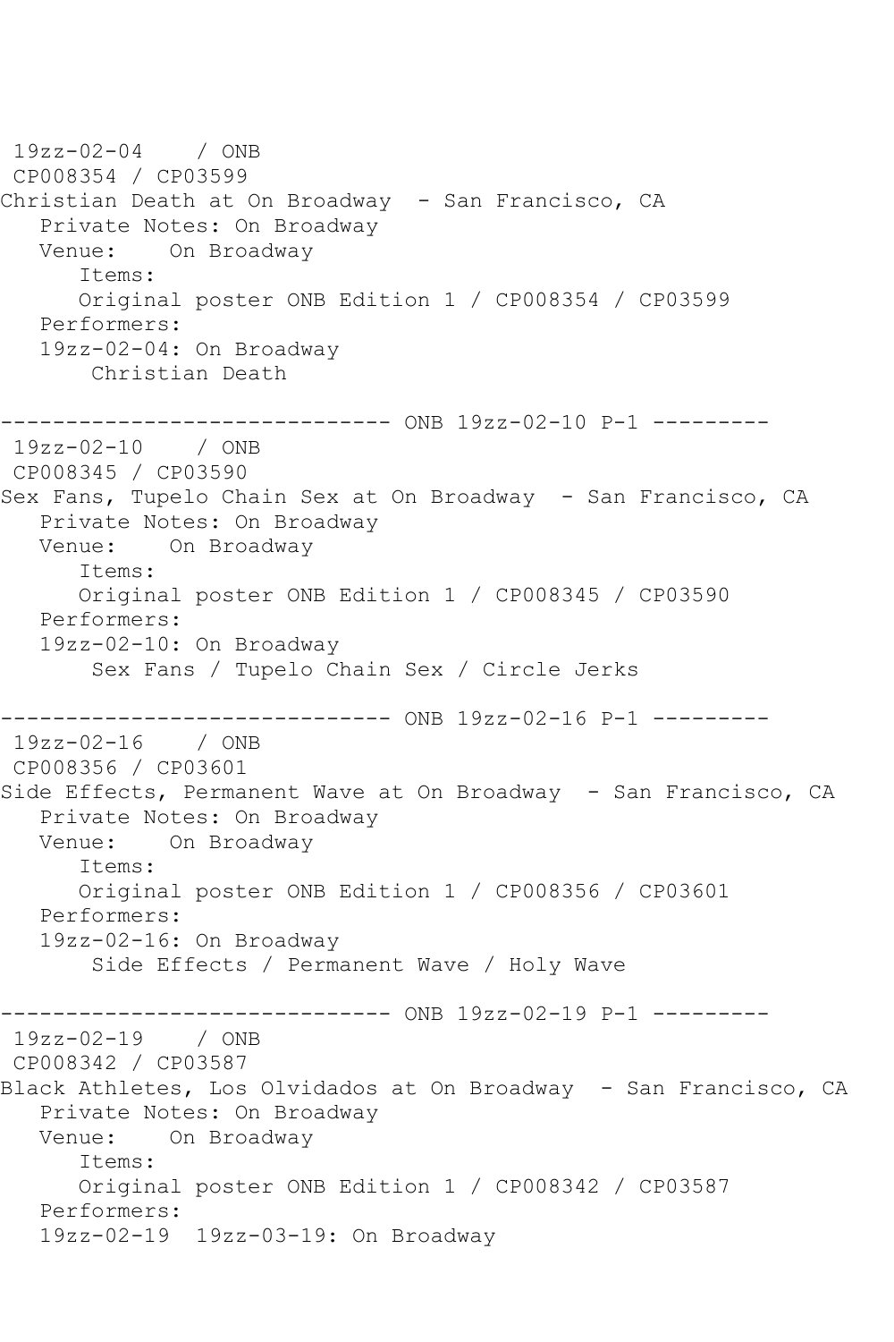19zz-02-04    / ONB
CP008354 / CP03599
Christian Death at On Broadway  - San Francisco, CA
   Private Notes: On Broadway
   Venue:    On Broadway
      Items:
      Original poster ONB Edition 1 / CP008354 / CP03599
   Performers:
   19zz-02-04: On Broadway
       Christian Death

------------------------------ ONB 19zz-02-10 P-1 ---------
19zz-02-10    / ONB
CP008345 / CP03590
Sex Fans, Tupelo Chain Sex at On Broadway  - San Francisco, CA
   Private Notes: On Broadway
   Venue:    On Broadway
      Items:
      Original poster ONB Edition 1 / CP008345 / CP03590
   Performers:
   19zz-02-10: On Broadway
       Sex Fans / Tupelo Chain Sex / Circle Jerks

------------------------------ ONB 19zz-02-16 P-1 ---------
19zz-02-16    / ONB
CP008356 / CP03601
Side Effects, Permanent Wave at On Broadway  - San Francisco, CA
   Private Notes: On Broadway
   Venue:    On Broadway
      Items:
      Original poster ONB Edition 1 / CP008356 / CP03601
   Performers:
   19zz-02-16: On Broadway
       Side Effects / Permanent Wave / Holy Wave

------------------------------ ONB 19zz-02-19 P-1 ---------
19zz-02-19    / ONB
CP008342 / CP03587
Black Athletes, Los Olvidados at On Broadway  - San Francisco, CA
   Private Notes: On Broadway
   Venue:    On Broadway
      Items:
      Original poster ONB Edition 1 / CP008342 / CP03587
   Performers:
   19zz-02-19  19zz-03-19: On Broadway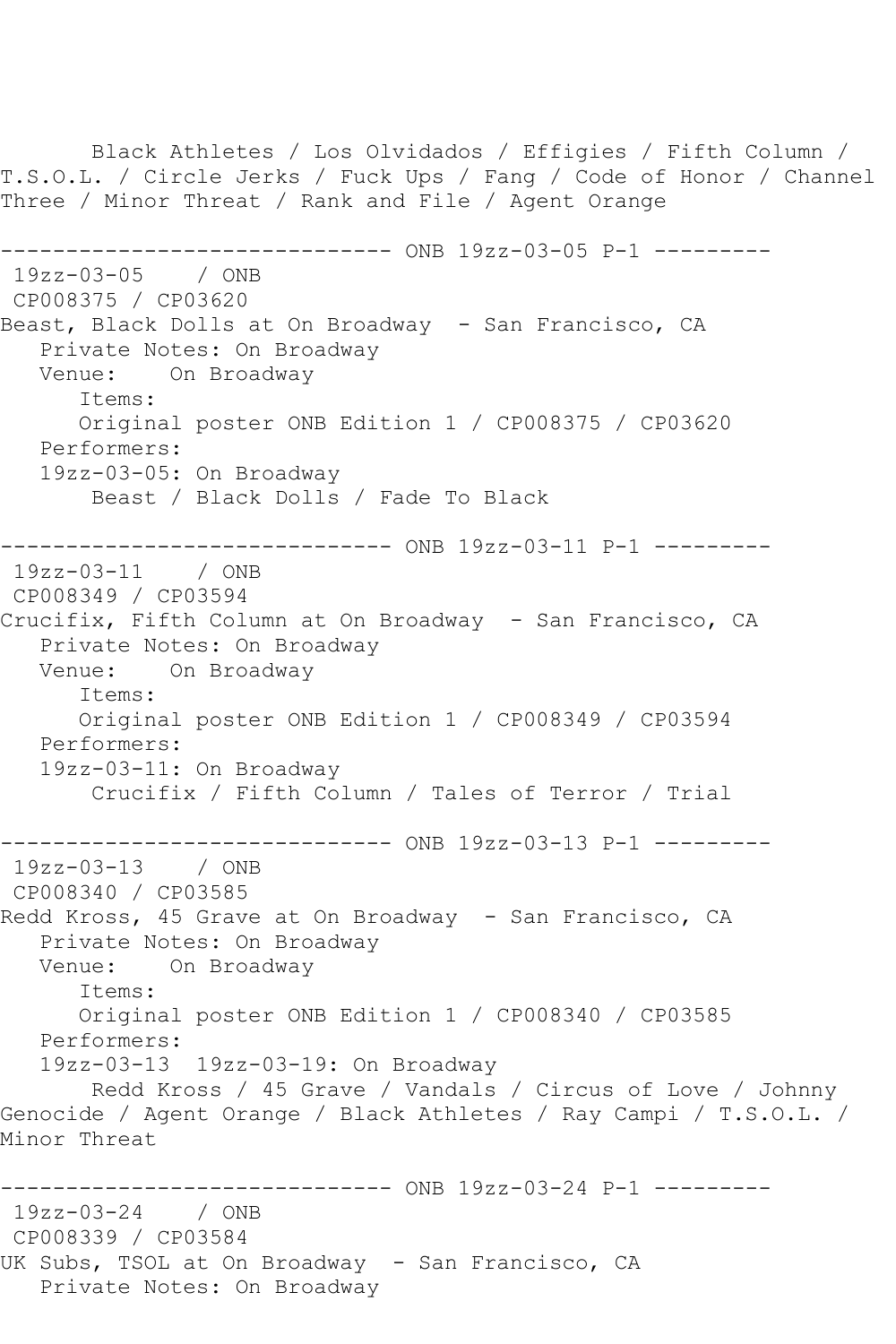Black Athletes / Los Olvidados / Effigies / Fifth Column / T.S.O.L. / Circle Jerks / Fuck Ups / Fang / Code of Honor / Channel Three / Minor Threat / Rank and File / Agent Orange

------------------------------ ONB 19zz-03-05 P-1 ---------

19zz-03-05 / ONB

CP008375 / CP03620

Beast, Black Dolls at On Broadway - San Francisco, CA

Private Notes: On Broadway

Venue: On Broadway

Items:

Original poster ONB Edition 1 / CP008375 / CP03620

Performers:

19zz-03-05: On Broadway

Beast / Black Dolls / Fade To Black

------------------------------ ONB 19zz-03-11 P-1 ---------

19zz-03-11 / ONB

CP008349 / CP03594

Crucifix, Fifth Column at On Broadway - San Francisco, CA

Private Notes: On Broadway

Venue: On Broadway

Items:

Original poster ONB Edition 1 / CP008349 / CP03594

Performers:

19zz-03-11: On Broadway

Crucifix / Fifth Column / Tales of Terror / Trial

------------------------------ ONB 19zz-03-13 P-1 ---------

19zz-03-13 / ONB

CP008340 / CP03585

Redd Kross, 45 Grave at On Broadway - San Francisco, CA

Private Notes: On Broadway

Venue: On Broadway

Items:

Original poster ONB Edition 1 / CP008340 / CP03585

Performers:

19zz-03-13 19zz-03-19: On Broadway

Redd Kross / 45 Grave / Vandals / Circus of Love / Johnny Genocide / Agent Orange / Black Athletes / Ray Campi / T.S.O.L. / Minor Threat

------------------------------ ONB 19zz-03-24 P-1 ---------

19zz-03-24 / ONB

CP008339 / CP03584

UK Subs, TSOL at On Broadway - San Francisco, CA

Private Notes: On Broadway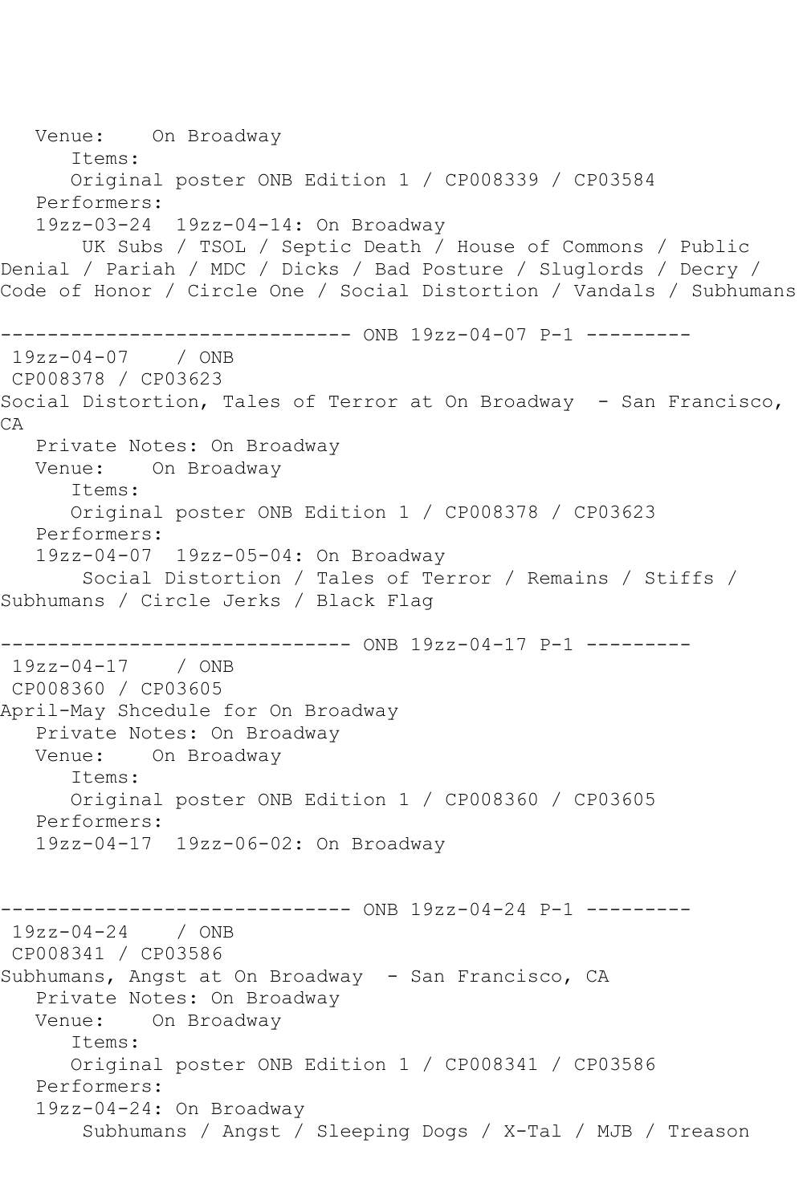Venue: On Broadway
Items:
Original poster ONB Edition 1 / CP008339 / CP03584
Performers:
19zz-03-24 19zz-04-14: On Broadway
UK Subs / TSOL / Septic Death / House of Commons / Public Denial / Pariah / MDC / Dicks / Bad Posture / Sluglords / Decry / Code of Honor / Circle One / Social Distortion / Vandals / Subhumans

------------------------------ ONB 19zz-04-07 P-1 ---------

19zz-04-07 / ONB
CP008378 / CP03623
Social Distortion, Tales of Terror at On Broadway - San Francisco, CA
Private Notes: On Broadway
Venue: On Broadway
Items:
Original poster ONB Edition 1 / CP008378 / CP03623
Performers:
19zz-04-07 19zz-05-04: On Broadway
Social Distortion / Tales of Terror / Remains / Stiffs / Subhumans / Circle Jerks / Black Flag

------------------------------ ONB 19zz-04-17 P-1 ---------

19zz-04-17 / ONB
CP008360 / CP03605
April-May Shcedule for On Broadway
Private Notes: On Broadway
Venue: On Broadway
Items:
Original poster ONB Edition 1 / CP008360 / CP03605
Performers:
19zz-04-17 19zz-06-02: On Broadway

------------------------------ ONB 19zz-04-24 P-1 ---------

19zz-04-24 / ONB
CP008341 / CP03586
Subhumans, Angst at On Broadway - San Francisco, CA
Private Notes: On Broadway
Venue: On Broadway
Items:
Original poster ONB Edition 1 / CP008341 / CP03586
Performers:
19zz-04-24: On Broadway
Subhumans / Angst / Sleeping Dogs / X-Tal / MJB / Treason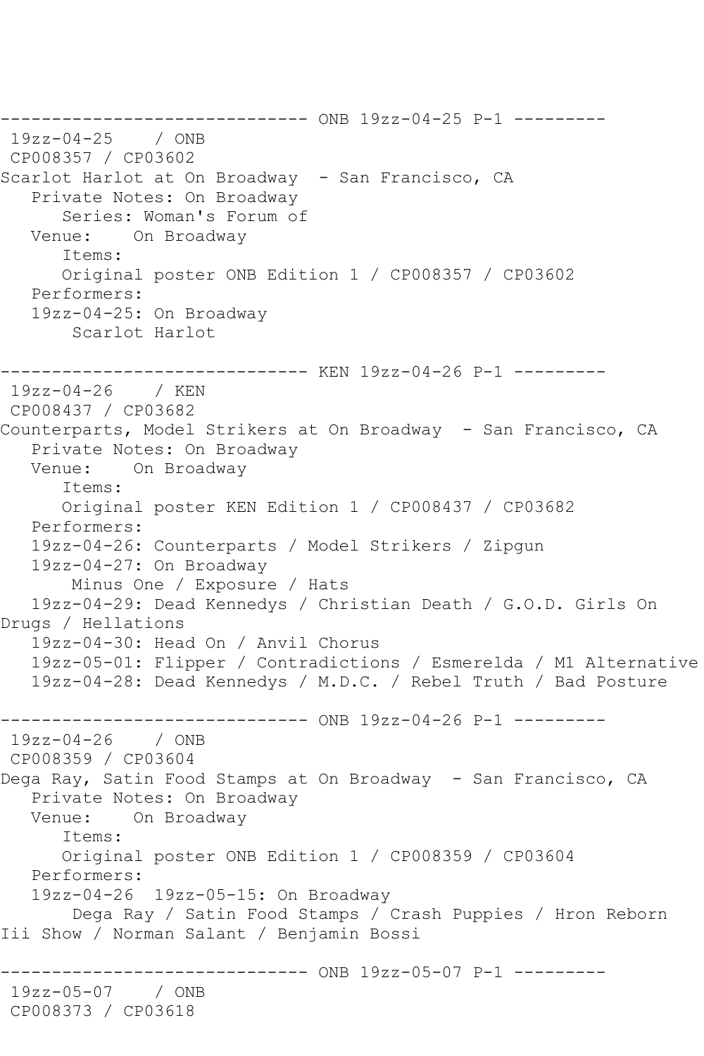```
------------------------------ ONB 19zz-04-25 P-1 ---------
 19zz-04-25    / ONB
 CP008357 / CP03602
Scarlot Harlot at On Broadway  - San Francisco, CA
   Private Notes: On Broadway
      Series: Woman's Forum of
   Venue:    On Broadway
      Items:
      Original poster ONB Edition 1 / CP008357 / CP03602
   Performers:
   19zz-04-25: On Broadway
       Scarlot Harlot

------------------------------ KEN 19zz-04-26 P-1 ---------
 19zz-04-26    / KEN
 CP008437 / CP03682
Counterparts, Model Strikers at On Broadway  - San Francisco, CA
   Private Notes: On Broadway
   Venue:    On Broadway
      Items:
      Original poster KEN Edition 1 / CP008437 / CP03682
   Performers:
   19zz-04-26: Counterparts / Model Strikers / Zipgun
   19zz-04-27: On Broadway
       Minus One / Exposure / Hats
   19zz-04-29: Dead Kennedys / Christian Death / G.O.D. Girls On
Drugs / Hellations
   19zz-04-30: Head On / Anvil Chorus
   19zz-05-01: Flipper / Contradictions / Esmerelda / M1 Alternative
   19zz-04-28: Dead Kennedys / M.D.C. / Rebel Truth / Bad Posture

------------------------------ ONB 19zz-04-26 P-1 ---------
 19zz-04-26    / ONB
 CP008359 / CP03604
Dega Ray, Satin Food Stamps at On Broadway  - San Francisco, CA
   Private Notes: On Broadway
   Venue:    On Broadway
      Items:
      Original poster ONB Edition 1 / CP008359 / CP03604
   Performers:
   19zz-04-26  19zz-05-15: On Broadway
       Dega Ray / Satin Food Stamps / Crash Puppies / Hron Reborn
Iii Show / Norman Salant / Benjamin Bossi

------------------------------ ONB 19zz-05-07 P-1 ---------
 19zz-05-07    / ONB
 CP008373 / CP03618
```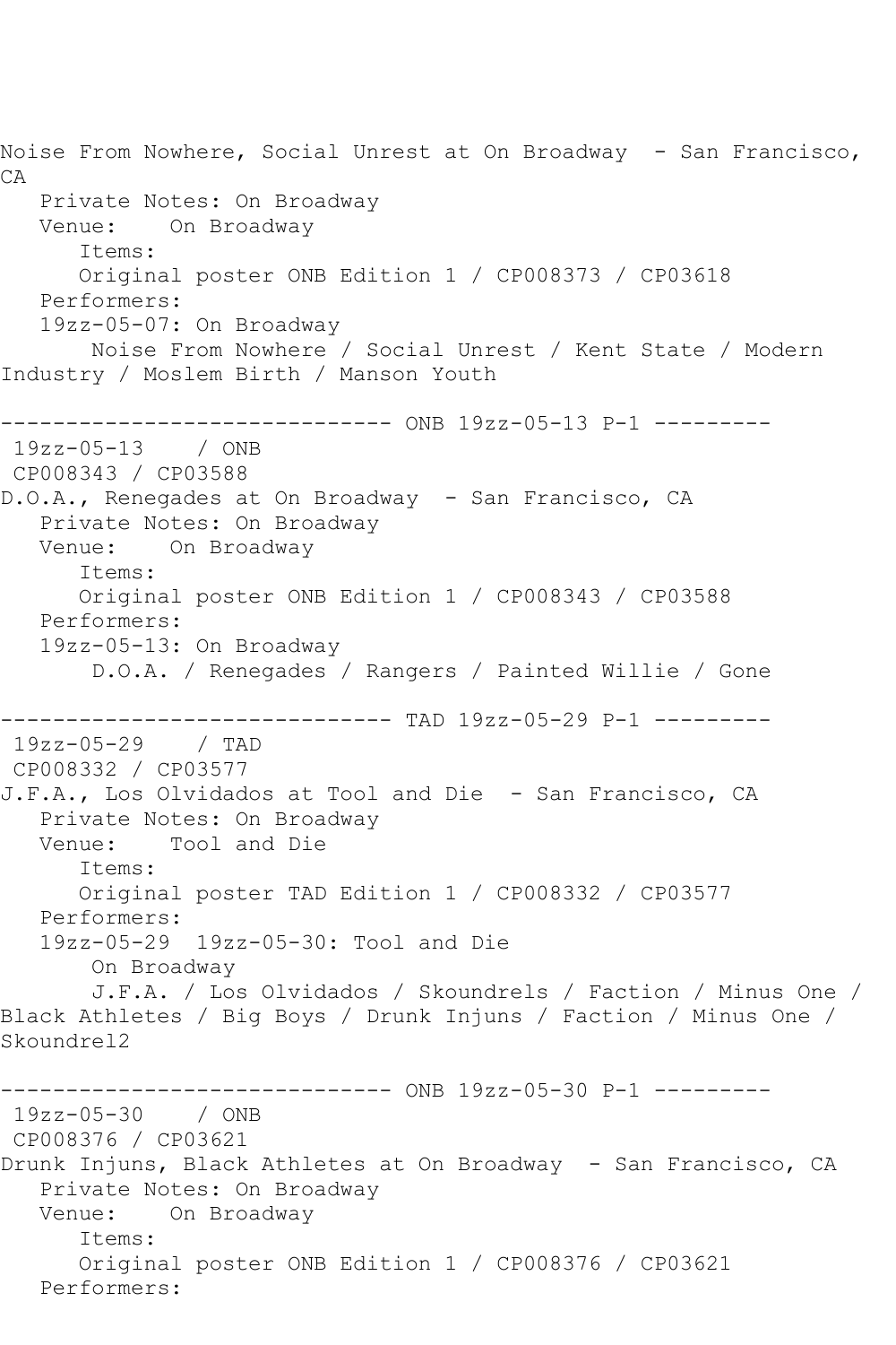Noise From Nowhere, Social Unrest at On Broadway - San Francisco, CA

Private Notes: On Broadway

Venue: On Broadway

Items:

Original poster ONB Edition 1 / CP008373 / CP03618

Performers:

19zz-05-07: On Broadway

Noise From Nowhere / Social Unrest / Kent State / Modern Industry / Moslem Birth / Manson Youth

------------------------------ ONB 19zz-05-13 P-1 ---------

19zz-05-13 / ONB

CP008343 / CP03588

D.O.A., Renegades at On Broadway - San Francisco, CA

Private Notes: On Broadway

Venue: On Broadway

Items:

Original poster ONB Edition 1 / CP008343 / CP03588

Performers:

19zz-05-13: On Broadway

D.O.A. / Renegades / Rangers / Painted Willie / Gone

------------------------------ TAD 19zz-05-29 P-1 ---------

19zz-05-29 / TAD

CP008332 / CP03577

J.F.A., Los Olvidados at Tool and Die - San Francisco, CA

Private Notes: On Broadway

Venue: Tool and Die

Items:

Original poster TAD Edition 1 / CP008332 / CP03577

Performers:

19zz-05-29 19zz-05-30: Tool and Die

On Broadway

J.F.A. / Los Olvidados / Skoundrels / Faction / Minus One / Black Athletes / Big Boys / Drunk Injuns / Faction / Minus One / Skoundrel2

------------------------------ ONB 19zz-05-30 P-1 ---------

19zz-05-30 / ONB

CP008376 / CP03621

Drunk Injuns, Black Athletes at On Broadway - San Francisco, CA

Private Notes: On Broadway

Venue: On Broadway

Items:

Original poster ONB Edition 1 / CP008376 / CP03621

Performers: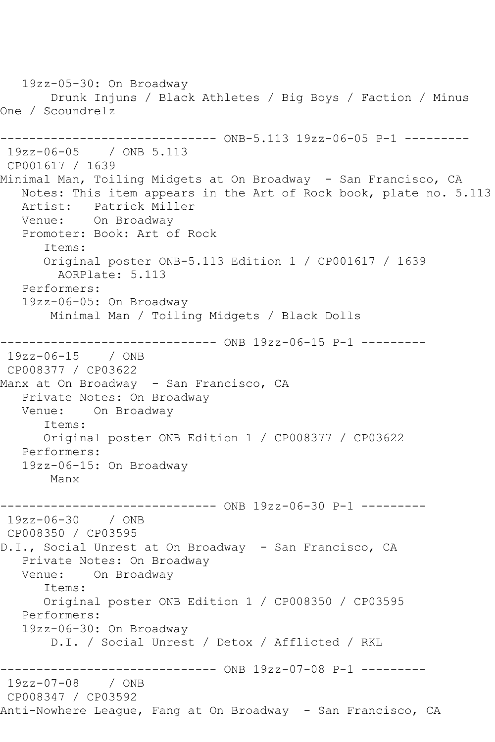```
   19zz-05-30: On Broadway
       Drunk Injuns / Black Athletes / Big Boys / Faction / Minus 
One / Scoundrelz

------------------------------ ONB-5.113 19zz-06-05 P-1 ---------
 19zz-06-05    / ONB 5.113
 CP001617 / 1639
Minimal Man, Toiling Midgets at On Broadway  - San Francisco, CA
   Notes: This item appears in the Art of Rock book, plate no. 5.113
   Artist:   Patrick Miller
   Venue:    On Broadway
   Promoter: Book: Art of Rock
      Items:
      Original poster ONB-5.113 Edition 1 / CP001617 / 1639
        AORPlate: 5.113 
   Performers:
   19zz-06-05: On Broadway
       Minimal Man / Toiling Midgets / Black Dolls

------------------------------ ONB 19zz-06-15 P-1 ---------
 19zz-06-15    / ONB
 CP008377 / CP03622
Manx at On Broadway  - San Francisco, CA
   Private Notes: On Broadway
   Venue:    On Broadway
      Items:
      Original poster ONB Edition 1 / CP008377 / CP03622
   Performers:
   19zz-06-15: On Broadway
       Manx

------------------------------ ONB 19zz-06-30 P-1 ---------
 19zz-06-30    / ONB
 CP008350 / CP03595
D.I., Social Unrest at On Broadway  - San Francisco, CA
   Private Notes: On Broadway
   Venue:    On Broadway
      Items:
      Original poster ONB Edition 1 / CP008350 / CP03595
   Performers:
   19zz-06-30: On Broadway
       D.I. / Social Unrest / Detox / Afflicted / RKL

------------------------------ ONB 19zz-07-08 P-1 ---------
 19zz-07-08    / ONB
 CP008347 / CP03592
Anti-Nowhere League, Fang at On Broadway  - San Francisco, CA
```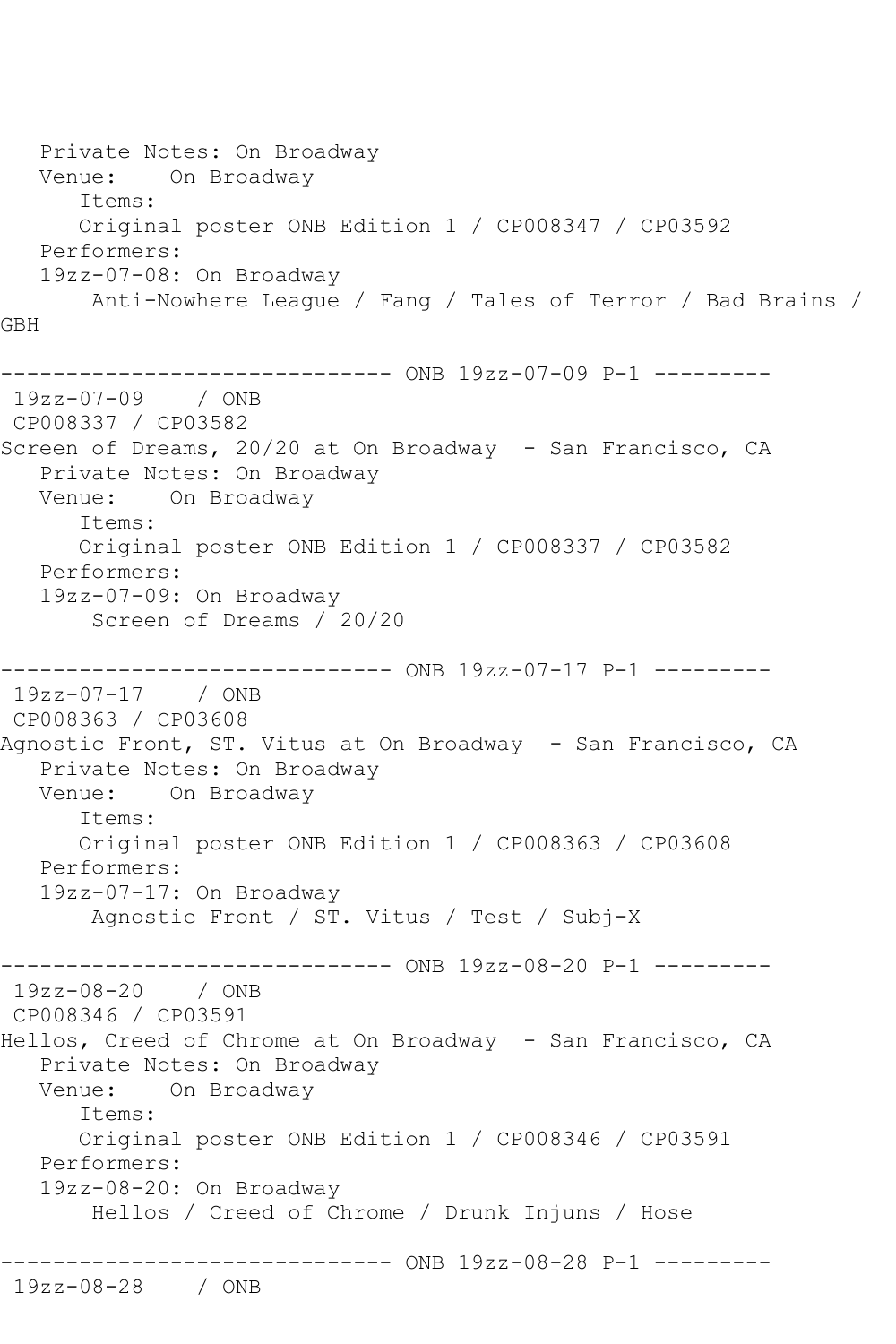```
   Private Notes: On Broadway
   Venue:    On Broadway
      Items:
      Original poster ONB Edition 1 / CP008347 / CP03592
   Performers:
   19zz-07-08: On Broadway
       Anti-Nowhere League / Fang / Tales of Terror / Bad Brains / 
GBH

------------------------------ ONB 19zz-07-09 P-1 ---------
 19zz-07-09    / ONB
 CP008337 / CP03582
Screen of Dreams, 20/20 at On Broadway  - San Francisco, CA
   Private Notes: On Broadway
   Venue:    On Broadway
      Items:
      Original poster ONB Edition 1 / CP008337 / CP03582
   Performers:
   19zz-07-09: On Broadway
       Screen of Dreams / 20/20

------------------------------ ONB 19zz-07-17 P-1 ---------
 19zz-07-17    / ONB
 CP008363 / CP03608
Agnostic Front, ST. Vitus at On Broadway  - San Francisco, CA
   Private Notes: On Broadway
   Venue:    On Broadway
      Items:
      Original poster ONB Edition 1 / CP008363 / CP03608
   Performers:
   19zz-07-17: On Broadway
       Agnostic Front / ST. Vitus / Test / Subj-X

------------------------------ ONB 19zz-08-20 P-1 ---------
 19zz-08-20    / ONB
 CP008346 / CP03591
Hellos, Creed of Chrome at On Broadway  - San Francisco, CA
   Private Notes: On Broadway
   Venue:    On Broadway
      Items:
      Original poster ONB Edition 1 / CP008346 / CP03591
   Performers:
   19zz-08-20: On Broadway
       Hellos / Creed of Chrome / Drunk Injuns / Hose

------------------------------ ONB 19zz-08-28 P-1 ---------
 19zz-08-28    / ONB
```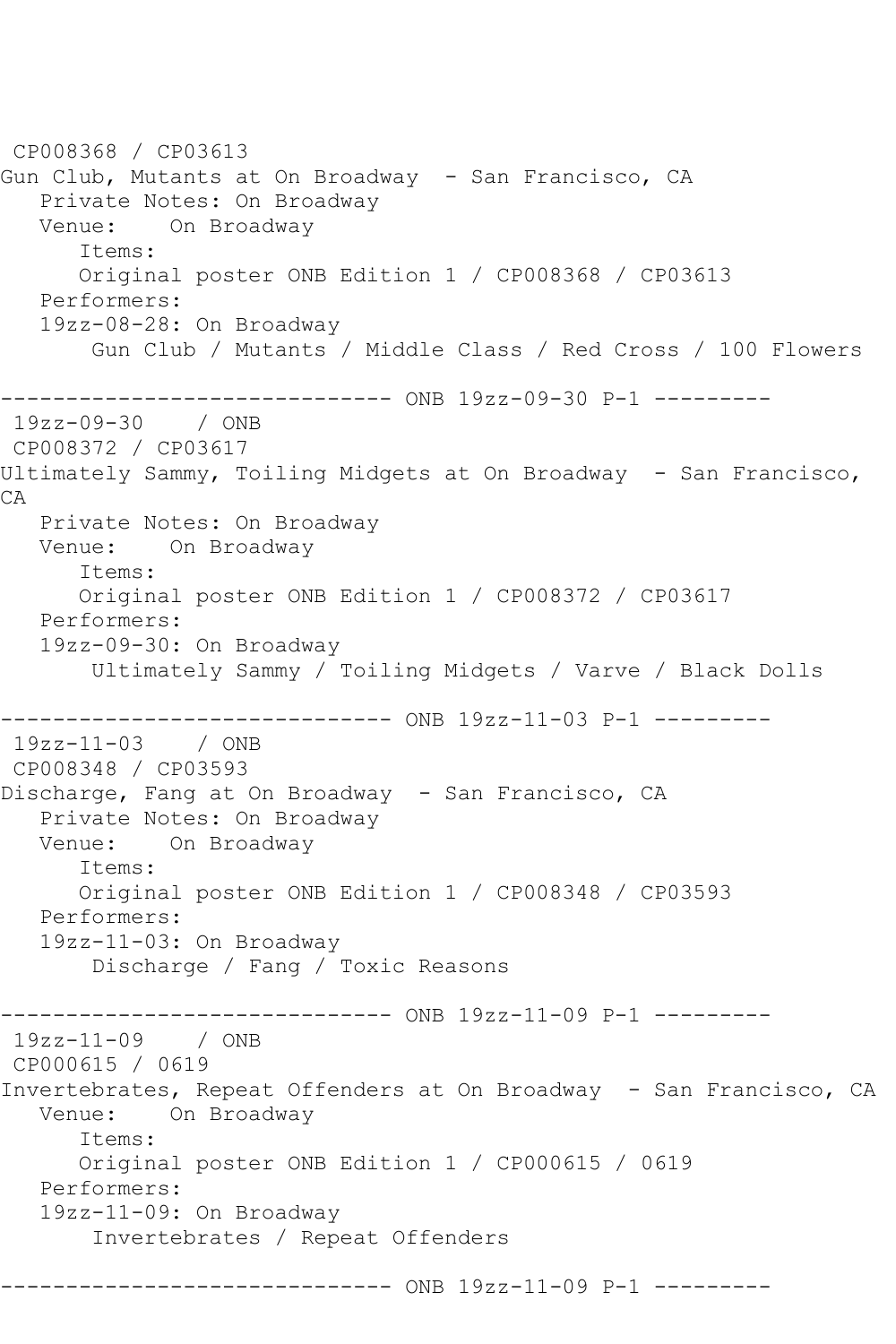CP008368 / CP03613
Gun Club, Mutants at On Broadway - San Francisco, CA
Private Notes: On Broadway
Venue: On Broadway
Items:
Original poster ONB Edition 1 / CP008368 / CP03613
Performers:
19zz-08-28: On Broadway
Gun Club / Mutants / Middle Class / Red Cross / 100 Flowers

------------------------------ ONB 19zz-09-30 P-1 ---------

19zz-09-30 / ONB
CP008372 / CP03617
Ultimately Sammy, Toiling Midgets at On Broadway - San Francisco, CA
Private Notes: On Broadway
Venue: On Broadway
Items:
Original poster ONB Edition 1 / CP008372 / CP03617
Performers:
19zz-09-30: On Broadway
Ultimately Sammy / Toiling Midgets / Varve / Black Dolls

------------------------------ ONB 19zz-11-03 P-1 ---------

19zz-11-03 / ONB
CP008348 / CP03593
Discharge, Fang at On Broadway - San Francisco, CA
Private Notes: On Broadway
Venue: On Broadway
Items:
Original poster ONB Edition 1 / CP008348 / CP03593
Performers:
19zz-11-03: On Broadway
Discharge / Fang / Toxic Reasons

------------------------------ ONB 19zz-11-09 P-1 ---------

19zz-11-09 / ONB
CP000615 / 0619
Invertebrates, Repeat Offenders at On Broadway - San Francisco, CA
Venue: On Broadway
Items:
Original poster ONB Edition 1 / CP000615 / 0619
Performers:
19zz-11-09: On Broadway
Invertebrates / Repeat Offenders

------------------------------ ONB 19zz-11-09 P-1 ---------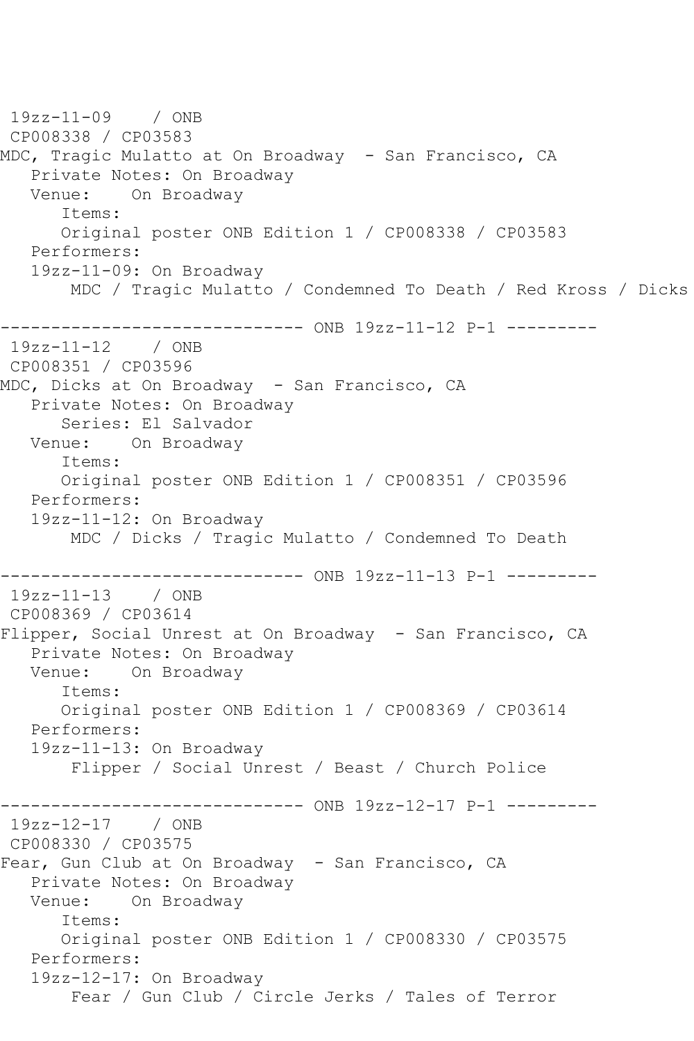19zz-11-09    / ONB
CP008338 / CP03583
MDC, Tragic Mulatto at On Broadway  - San Francisco, CA
   Private Notes: On Broadway
   Venue:    On Broadway
      Items:
      Original poster ONB Edition 1 / CP008338 / CP03583
   Performers:
   19zz-11-09: On Broadway
       MDC / Tragic Mulatto / Condemned To Death / Red Kross / Dicks

------------------------------ ONB 19zz-11-12 P-1 ---------
19zz-11-12    / ONB
CP008351 / CP03596
MDC, Dicks at On Broadway  - San Francisco, CA
   Private Notes: On Broadway
      Series: El Salvador
   Venue:    On Broadway
      Items:
      Original poster ONB Edition 1 / CP008351 / CP03596
   Performers:
   19zz-11-12: On Broadway
       MDC / Dicks / Tragic Mulatto / Condemned To Death

------------------------------ ONB 19zz-11-13 P-1 ---------
19zz-11-13    / ONB
CP008369 / CP03614
Flipper, Social Unrest at On Broadway  - San Francisco, CA
   Private Notes: On Broadway
   Venue:    On Broadway
      Items:
      Original poster ONB Edition 1 / CP008369 / CP03614
   Performers:
   19zz-11-13: On Broadway
       Flipper / Social Unrest / Beast / Church Police

------------------------------ ONB 19zz-12-17 P-1 ---------
19zz-12-17    / ONB
CP008330 / CP03575
Fear, Gun Club at On Broadway  - San Francisco, CA
   Private Notes: On Broadway
   Venue:    On Broadway
      Items:
      Original poster ONB Edition 1 / CP008330 / CP03575
   Performers:
   19zz-12-17: On Broadway
       Fear / Gun Club / Circle Jerks / Tales of Terror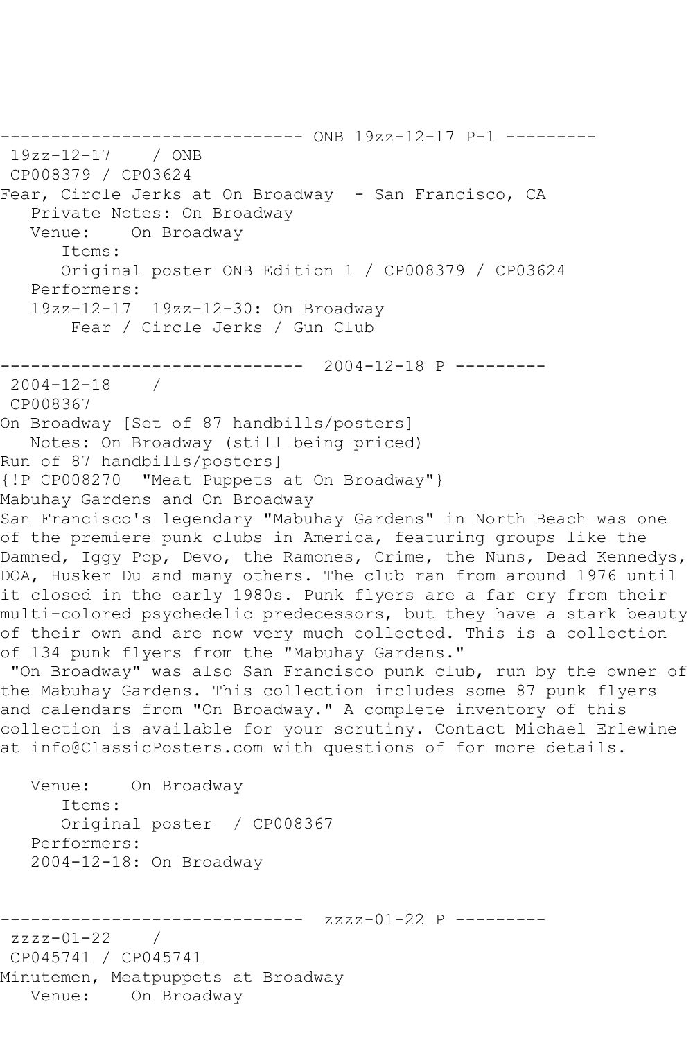------------------------------ ONB 19zz-12-17 P-1 ---------

19zz-12-17 / ONB

CP008379 / CP03624

Fear, Circle Jerks at On Broadway - San Francisco, CA

Private Notes: On Broadway

Venue: On Broadway

Items:

Original poster ONB Edition 1 / CP008379 / CP03624

Performers:

19zz-12-17 19zz-12-30: On Broadway

Fear / Circle Jerks / Gun Club

------------------------------ 2004-12-18 P ---------

2004-12-18 /

CP008367

On Broadway [Set of 87 handbills/posters]

Notes: On Broadway (still being priced)

Run of 87 handbills/posters]

{!P CP008270 "Meat Puppets at On Broadway"}

Mabuhay Gardens and On Broadway

San Francisco's legendary "Mabuhay Gardens" in North Beach was one of the premiere punk clubs in America, featuring groups like the Damned, Iggy Pop, Devo, the Ramones, Crime, the Nuns, Dead Kennedys, DOA, Husker Du and many others. The club ran from around 1976 until it closed in the early 1980s. Punk flyers are a far cry from their multi-colored psychedelic predecessors, but they have a stark beauty of their own and are now very much collected. This is a collection of 134 punk flyers from the "Mabuhay Gardens."

"On Broadway" was also San Francisco punk club, run by the owner of the Mabuhay Gardens. This collection includes some 87 punk flyers and calendars from "On Broadway." A complete inventory of this collection is available for your scrutiny. Contact Michael Erlewine at info@ClassicPosters.com with questions of for more details.

Venue: On Broadway

Items:

Original poster / CP008367

Performers:

2004-12-18: On Broadway

------------------------------ zzzz-01-22 P ---------

zzzz-01-22 /

CP045741 / CP045741

Minutemen, Meatpuppets at Broadway

Venue: On Broadway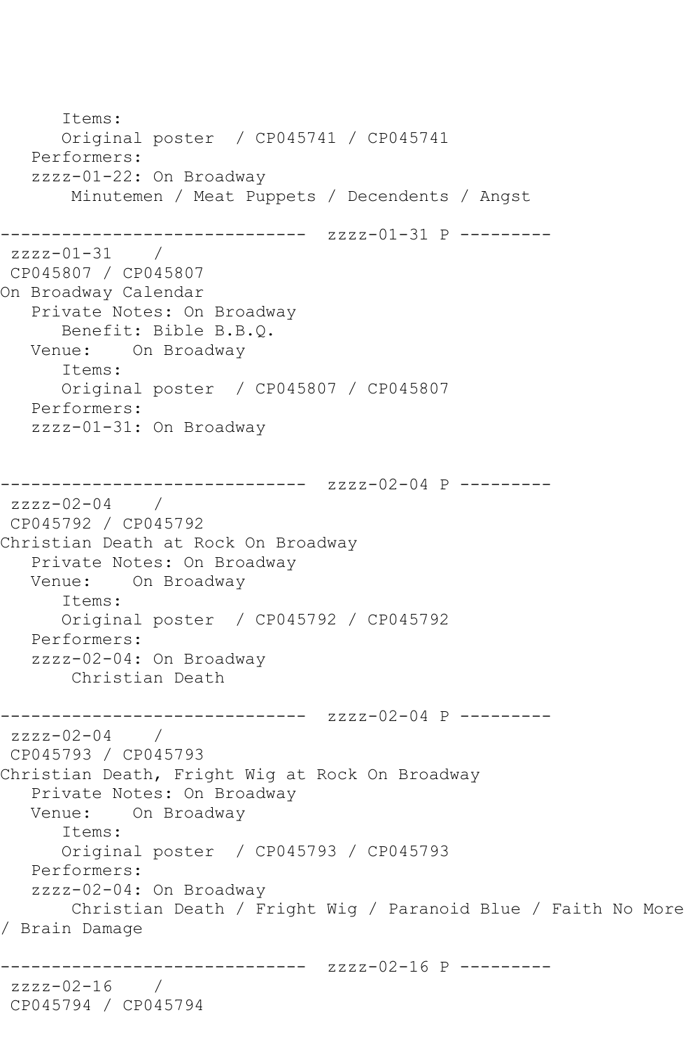```
      Items:
      Original poster  / CP045741 / CP045741
   Performers:
   zzzz-01-22: On Broadway
       Minutemen / Meat Puppets / Decendents / Angst

------------------------------  zzzz-01-31 P ---------
 zzzz-01-31    /
 CP045807 / CP045807
On Broadway Calendar
   Private Notes: On Broadway
      Benefit: Bible B.B.Q.
   Venue:    On Broadway
      Items:
      Original poster  / CP045807 / CP045807
   Performers:
   zzzz-01-31: On Broadway


------------------------------  zzzz-02-04 P ---------
 zzzz-02-04    /
 CP045792 / CP045792
Christian Death at Rock On Broadway
   Private Notes: On Broadway
   Venue:    On Broadway
      Items:
      Original poster  / CP045792 / CP045792
   Performers:
   zzzz-02-04: On Broadway
       Christian Death

------------------------------  zzzz-02-04 P ---------
 zzzz-02-04    /
 CP045793 / CP045793
Christian Death, Fright Wig at Rock On Broadway
   Private Notes: On Broadway
   Venue:    On Broadway
      Items:
      Original poster  / CP045793 / CP045793
   Performers:
   zzzz-02-04: On Broadway
       Christian Death / Fright Wig / Paranoid Blue / Faith No More
/ Brain Damage

------------------------------  zzzz-02-16 P ---------
 zzzz-02-16    /
 CP045794 / CP045794
```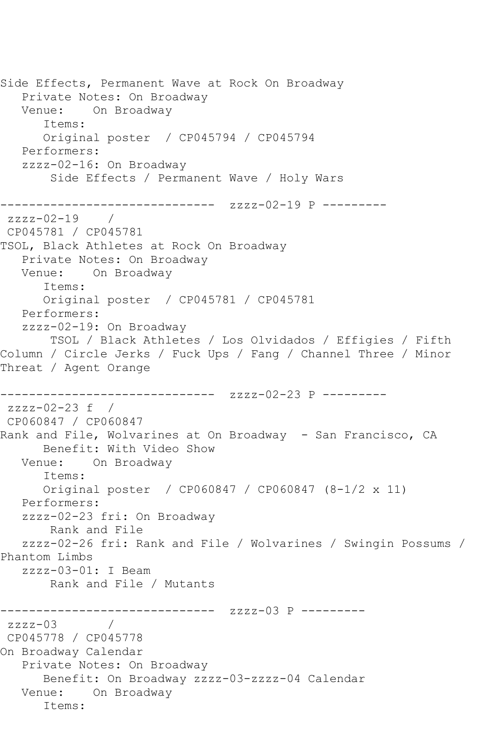Side Effects, Permanent Wave at Rock On Broadway
   Private Notes: On Broadway
   Venue:    On Broadway
      Items:
      Original poster  / CP045794 / CP045794
   Performers:
   zzzz-02-16: On Broadway
       Side Effects / Permanent Wave / Holy Wars

------------------------------  zzzz-02-19 P ---------
 zzzz-02-19    /
 CP045781 / CP045781
TSOL, Black Athletes at Rock On Broadway
   Private Notes: On Broadway
   Venue:    On Broadway
      Items:
      Original poster  / CP045781 / CP045781
   Performers:
   zzzz-02-19: On Broadway
       TSOL / Black Athletes / Los Olvidados / Effigies / Fifth Column / Circle Jerks / Fuck Ups / Fang / Channel Three / Minor Threat / Agent Orange

------------------------------  zzzz-02-23 P ---------
 zzzz-02-23 f  /
 CP060847 / CP060847
Rank and File, Wolvarines at On Broadway  - San Francisco, CA
      Benefit: With Video Show
   Venue:    On Broadway
      Items:
      Original poster  / CP060847 / CP060847 (8-1/2 x 11)
   Performers:
   zzzz-02-23 fri: On Broadway
       Rank and File
   zzzz-02-26 fri: Rank and File / Wolvarines / Swingin Possums / Phantom Limbs
   zzzz-03-01: I Beam
       Rank and File / Mutants

------------------------------  zzzz-03 P ---------
 zzzz-03       /
 CP045778 / CP045778
On Broadway Calendar
   Private Notes: On Broadway
      Benefit: On Broadway zzzz-03-zzzz-04 Calendar
   Venue:    On Broadway
      Items: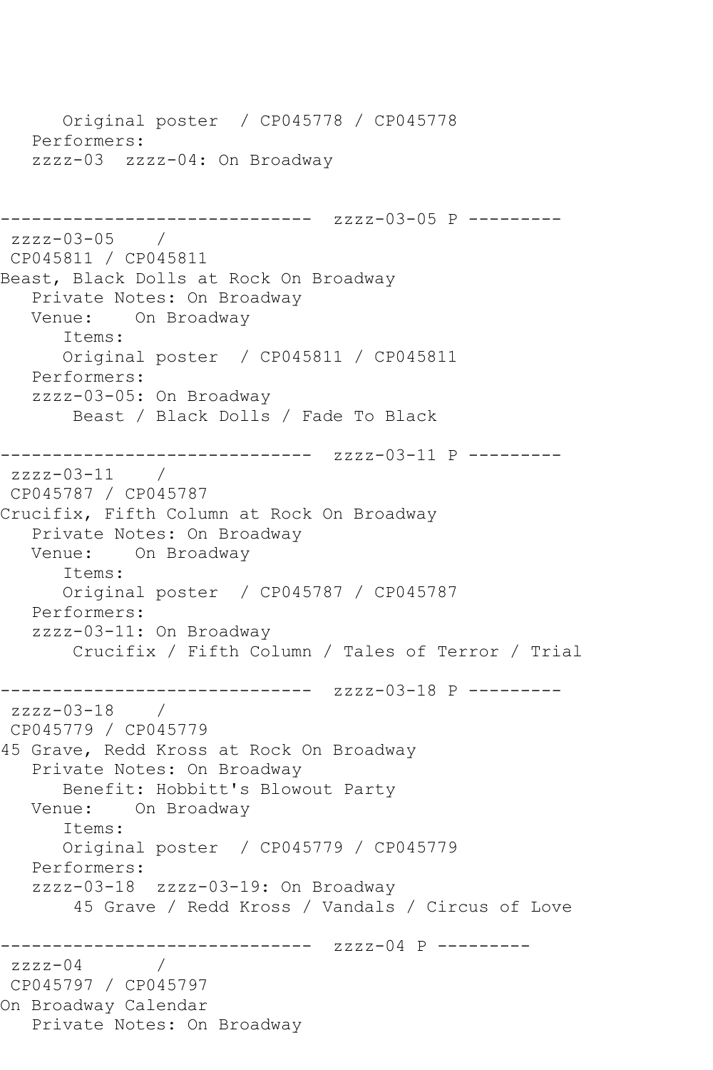Original poster / CP045778 / CP045778
Performers:
zzzz-03 zzzz-04: On Broadway

------------------------------ zzzz-03-05 P ---------
zzzz-03-05 /
CP045811 / CP045811
Beast, Black Dolls at Rock On Broadway
Private Notes: On Broadway
Venue: On Broadway
Items:
Original poster / CP045811 / CP045811
Performers:
zzzz-03-05: On Broadway
Beast / Black Dolls / Fade To Black

------------------------------ zzzz-03-11 P ---------
zzzz-03-11 /
CP045787 / CP045787
Crucifix, Fifth Column at Rock On Broadway
Private Notes: On Broadway
Venue: On Broadway
Items:
Original poster / CP045787 / CP045787
Performers:
zzzz-03-11: On Broadway
Crucifix / Fifth Column / Tales of Terror / Trial

------------------------------ zzzz-03-18 P ---------
zzzz-03-18 /
CP045779 / CP045779
45 Grave, Redd Kross at Rock On Broadway
Private Notes: On Broadway
Benefit: Hobbitt's Blowout Party
Venue: On Broadway
Items:
Original poster / CP045779 / CP045779
Performers:
zzzz-03-18 zzzz-03-19: On Broadway
45 Grave / Redd Kross / Vandals / Circus of Love

------------------------------ zzzz-04 P ---------
zzzz-04 /
CP045797 / CP045797
On Broadway Calendar
Private Notes: On Broadway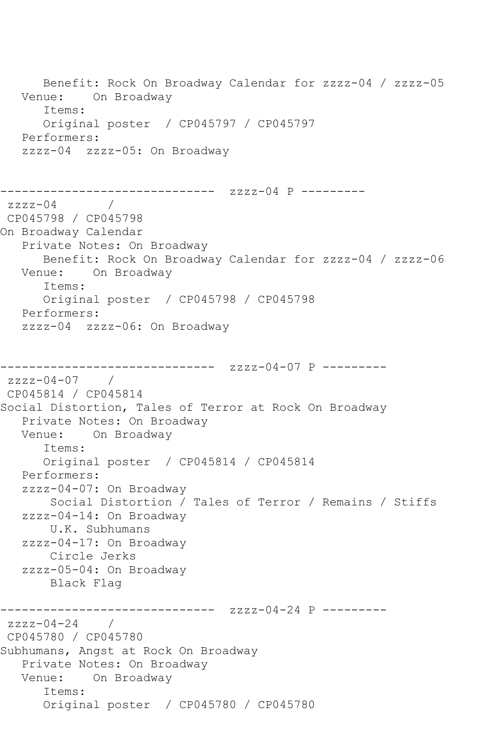```
      Benefit: Rock On Broadway Calendar for zzzz-04 / zzzz-05
   Venue:    On Broadway
      Items:
      Original poster  / CP045797 / CP045797
   Performers:
   zzzz-04  zzzz-05: On Broadway


------------------------------  zzzz-04 P ---------
 zzzz-04       /
 CP045798 / CP045798
On Broadway Calendar
   Private Notes: On Broadway
      Benefit: Rock On Broadway Calendar for zzzz-04 / zzzz-06
   Venue:    On Broadway
      Items:
      Original poster  / CP045798 / CP045798
   Performers:
   zzzz-04  zzzz-06: On Broadway


------------------------------  zzzz-04-07 P ---------
 zzzz-04-07    /
 CP045814 / CP045814
Social Distortion, Tales of Terror at Rock On Broadway
   Private Notes: On Broadway
   Venue:    On Broadway
      Items:
      Original poster  / CP045814 / CP045814
   Performers:
   zzzz-04-07: On Broadway
       Social Distortion / Tales of Terror / Remains / Stiffs
   zzzz-04-14: On Broadway
       U.K. Subhumans
   zzzz-04-17: On Broadway
       Circle Jerks
   zzzz-05-04: On Broadway
       Black Flag

------------------------------  zzzz-04-24 P ---------
 zzzz-04-24    /
 CP045780 / CP045780
Subhumans, Angst at Rock On Broadway
   Private Notes: On Broadway
   Venue:    On Broadway
      Items:
      Original poster  / CP045780 / CP045780
```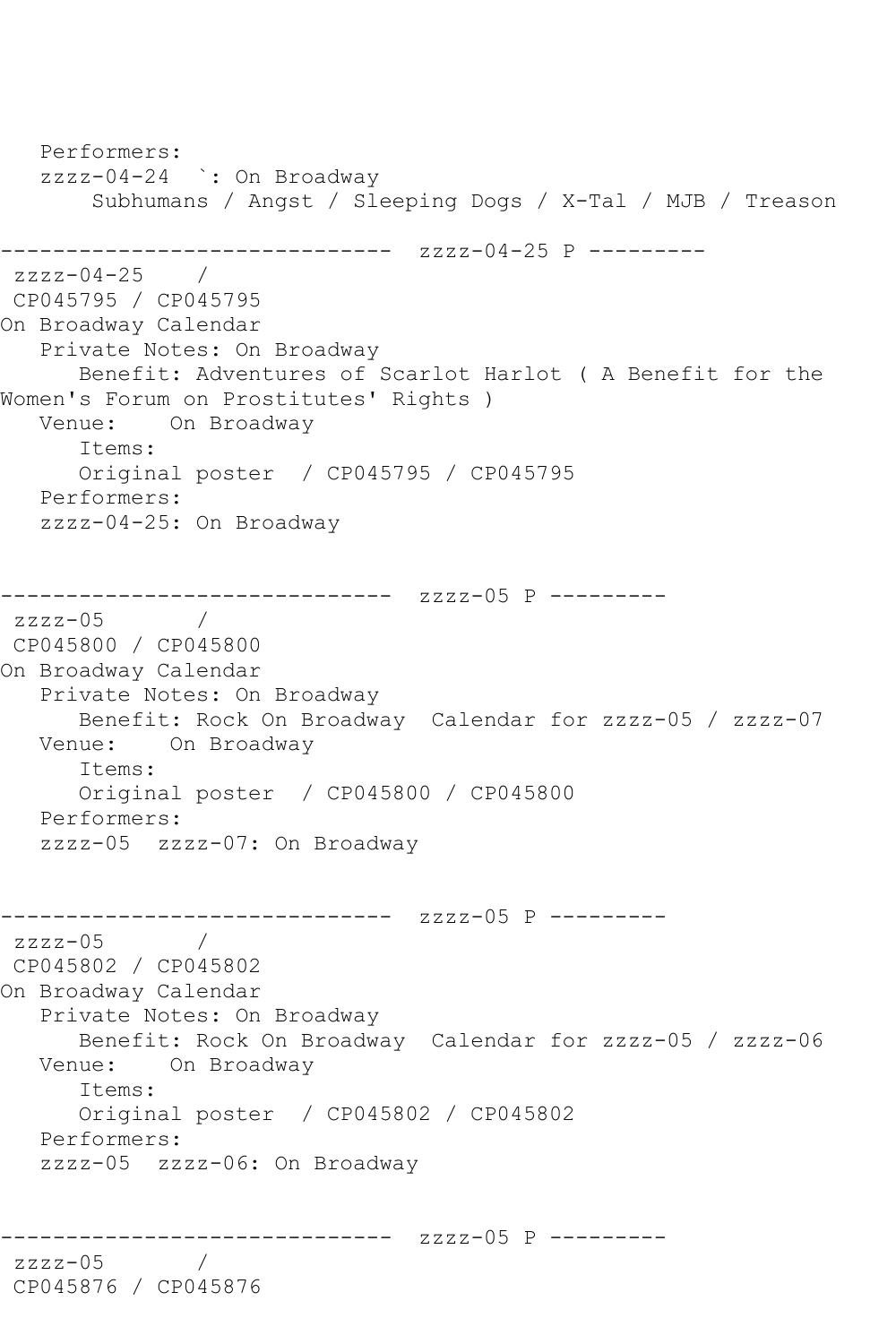```
   Performers:
   zzzz-04-24  `: On Broadway
       Subhumans / Angst / Sleeping Dogs / X-Tal / MJB / Treason

------------------------------  zzzz-04-25 P ---------
 zzzz-04-25    /
 CP045795 / CP045795
On Broadway Calendar
   Private Notes: On Broadway
      Benefit: Adventures of Scarlot Harlot ( A Benefit for the
Women's Forum on Prostitutes' Rights )
   Venue:    On Broadway
      Items:
      Original poster  / CP045795 / CP045795
   Performers:
   zzzz-04-25: On Broadway


------------------------------  zzzz-05 P ---------
 zzzz-05       /
 CP045800 / CP045800
On Broadway Calendar
   Private Notes: On Broadway
      Benefit: Rock On Broadway  Calendar for zzzz-05 / zzzz-07
   Venue:    On Broadway
      Items:
      Original poster  / CP045800 / CP045800
   Performers:
   zzzz-05  zzzz-07: On Broadway


------------------------------  zzzz-05 P ---------
 zzzz-05       /
 CP045802 / CP045802
On Broadway Calendar
   Private Notes: On Broadway
      Benefit: Rock On Broadway  Calendar for zzzz-05 / zzzz-06
   Venue:    On Broadway
      Items:
      Original poster  / CP045802 / CP045802
   Performers:
   zzzz-05  zzzz-06: On Broadway


------------------------------  zzzz-05 P ---------
 zzzz-05       /
 CP045876 / CP045876
```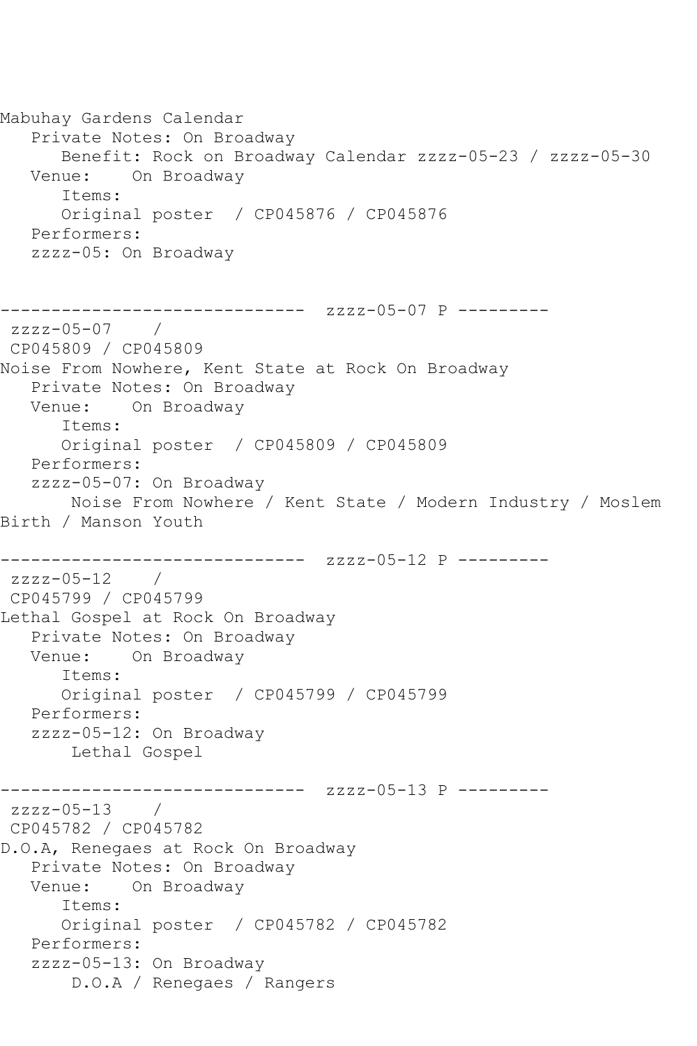```
Mabuhay Gardens Calendar
   Private Notes: On Broadway
      Benefit: Rock on Broadway Calendar zzzz-05-23 / zzzz-05-30
   Venue:    On Broadway
      Items:
      Original poster  / CP045876 / CP045876
   Performers:
   zzzz-05: On Broadway


------------------------------  zzzz-05-07 P ---------
 zzzz-05-07    /
 CP045809 / CP045809
Noise From Nowhere, Kent State at Rock On Broadway
   Private Notes: On Broadway
   Venue:    On Broadway
      Items:
      Original poster  / CP045809 / CP045809
   Performers:
   zzzz-05-07: On Broadway
       Noise From Nowhere / Kent State / Modern Industry / Moslem
Birth / Manson Youth

------------------------------  zzzz-05-12 P ---------
 zzzz-05-12    /
 CP045799 / CP045799
Lethal Gospel at Rock On Broadway
   Private Notes: On Broadway
   Venue:    On Broadway
      Items:
      Original poster  / CP045799 / CP045799
   Performers:
   zzzz-05-12: On Broadway
       Lethal Gospel

------------------------------  zzzz-05-13 P ---------
 zzzz-05-13    /
 CP045782 / CP045782
D.O.A, Renegaes at Rock On Broadway
   Private Notes: On Broadway
   Venue:    On Broadway
      Items:
      Original poster  / CP045782 / CP045782
   Performers:
   zzzz-05-13: On Broadway
       D.O.A / Renegaes / Rangers
```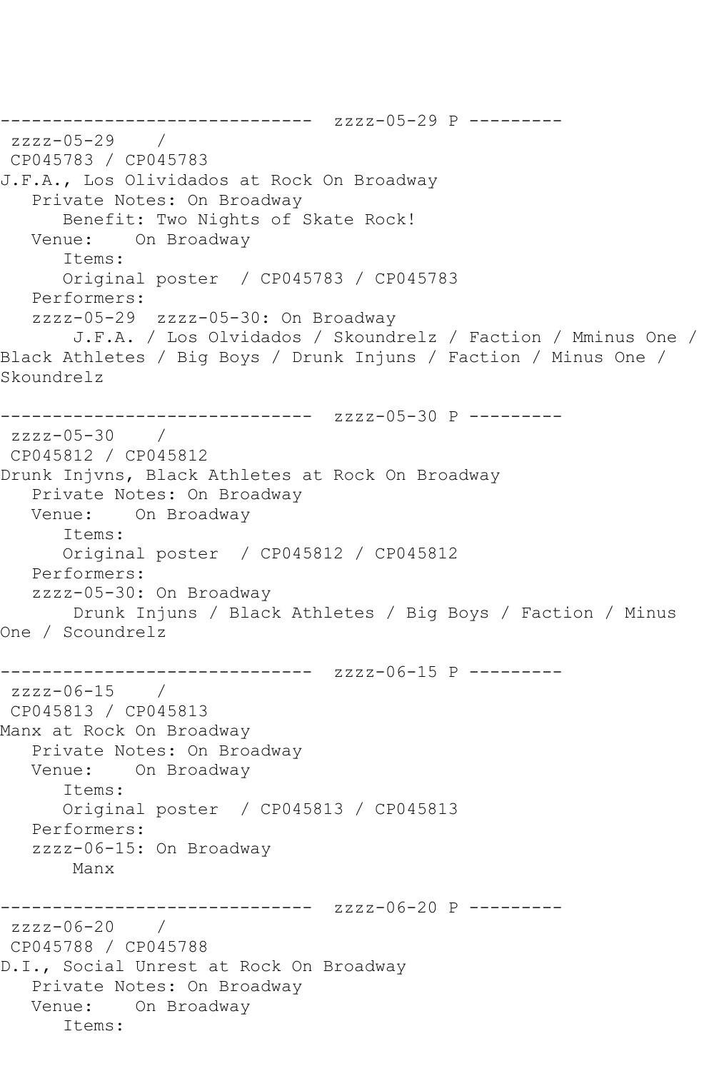```
------------------------------  zzzz-05-29 P ---------
 zzzz-05-29    / 
 CP045783 / CP045783
J.F.A., Los Olividados at Rock On Broadway
   Private Notes: On Broadway
      Benefit: Two Nights of Skate Rock!
   Venue:    On Broadway
      Items:
      Original poster  / CP045783 / CP045783
   Performers:
   zzzz-05-29  zzzz-05-30: On Broadway
       J.F.A. / Los Olvidados / Skoundrelz / Faction / Mminus One / 
Black Athletes / Big Boys / Drunk Injuns / Faction / Minus One / 
Skoundrelz

------------------------------  zzzz-05-30 P ---------
 zzzz-05-30    / 
 CP045812 / CP045812
Drunk Injvns, Black Athletes at Rock On Broadway
   Private Notes: On Broadway
   Venue:    On Broadway
      Items:
      Original poster  / CP045812 / CP045812
   Performers:
   zzzz-05-30: On Broadway
       Drunk Injuns / Black Athletes / Big Boys / Faction / Minus 
One / Scoundrelz

------------------------------  zzzz-06-15 P ---------
 zzzz-06-15    / 
 CP045813 / CP045813
Manx at Rock On Broadway
   Private Notes: On Broadway
   Venue:    On Broadway
      Items:
      Original poster  / CP045813 / CP045813
   Performers:
   zzzz-06-15: On Broadway
       Manx

------------------------------  zzzz-06-20 P ---------
 zzzz-06-20    / 
 CP045788 / CP045788
D.I., Social Unrest at Rock On Broadway
   Private Notes: On Broadway
   Venue:    On Broadway
      Items:
```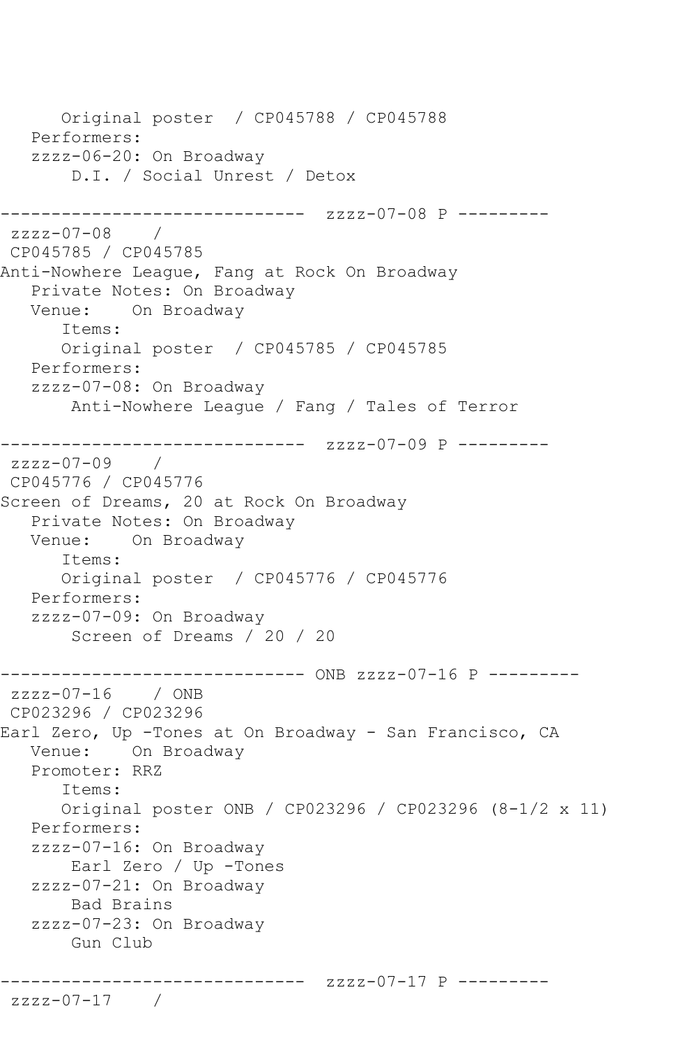```
      Original poster  / CP045788 / CP045788
   Performers:
   zzzz-06-20: On Broadway
       D.I. / Social Unrest / Detox

------------------------------  zzzz-07-08 P ---------
 zzzz-07-08    /
 CP045785 / CP045785
Anti-Nowhere League, Fang at Rock On Broadway
   Private Notes: On Broadway
   Venue:    On Broadway
      Items:
      Original poster  / CP045785 / CP045785
   Performers:
   zzzz-07-08: On Broadway
       Anti-Nowhere League / Fang / Tales of Terror

------------------------------  zzzz-07-09 P ---------
 zzzz-07-09    /
 CP045776 / CP045776
Screen of Dreams, 20 at Rock On Broadway
   Private Notes: On Broadway
   Venue:    On Broadway
      Items:
      Original poster  / CP045776 / CP045776
   Performers:
   zzzz-07-09: On Broadway
       Screen of Dreams / 20 / 20

------------------------------ ONB zzzz-07-16 P ---------
 zzzz-07-16    / ONB
 CP023296 / CP023296
Earl Zero, Up -Tones at On Broadway - San Francisco, CA
   Venue:    On Broadway
   Promoter: RRZ
      Items:
      Original poster ONB / CP023296 / CP023296 (8-1/2 x 11)
   Performers:
   zzzz-07-16: On Broadway
       Earl Zero / Up -Tones
   zzzz-07-21: On Broadway
       Bad Brains
   zzzz-07-23: On Broadway
       Gun Club

------------------------------  zzzz-07-17 P ---------
 zzzz-07-17    /
```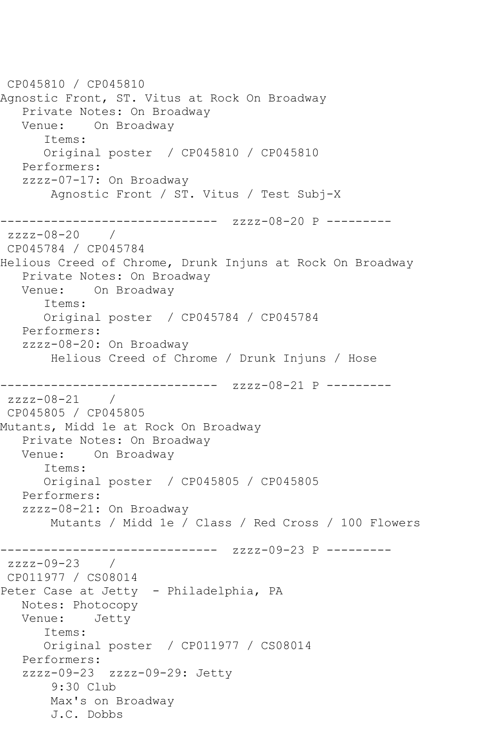CP045810 / CP045810
Agnostic Front, ST. Vitus at Rock On Broadway
   Private Notes: On Broadway
   Venue:    On Broadway
      Items:
      Original poster  / CP045810 / CP045810
   Performers:
   zzzz-07-17: On Broadway
       Agnostic Front / ST. Vitus / Test Subj-X

------------------------------ zzzz-08-20 P ---------
zzzz-08-20    /
CP045784 / CP045784
Helious Creed of Chrome, Drunk Injuns at Rock On Broadway
   Private Notes: On Broadway
   Venue:    On Broadway
      Items:
      Original poster  / CP045784 / CP045784
   Performers:
   zzzz-08-20: On Broadway
       Helious Creed of Chrome / Drunk Injuns / Hose

------------------------------ zzzz-08-21 P ---------
zzzz-08-21    /
CP045805 / CP045805
Mutants, Midd 1e at Rock On Broadway
   Private Notes: On Broadway
   Venue:    On Broadway
      Items:
      Original poster  / CP045805 / CP045805
   Performers:
   zzzz-08-21: On Broadway
       Mutants / Midd 1e / Class / Red Cross / 100 Flowers

------------------------------ zzzz-09-23 P ---------
zzzz-09-23    /
CP011977 / CS08014
Peter Case at Jetty  - Philadelphia, PA
   Notes: Photocopy
   Venue:    Jetty
      Items:
      Original poster  / CP011977 / CS08014
   Performers:
   zzzz-09-23  zzzz-09-29: Jetty
       9:30 Club
       Max's on Broadway
       J.C. Dobbs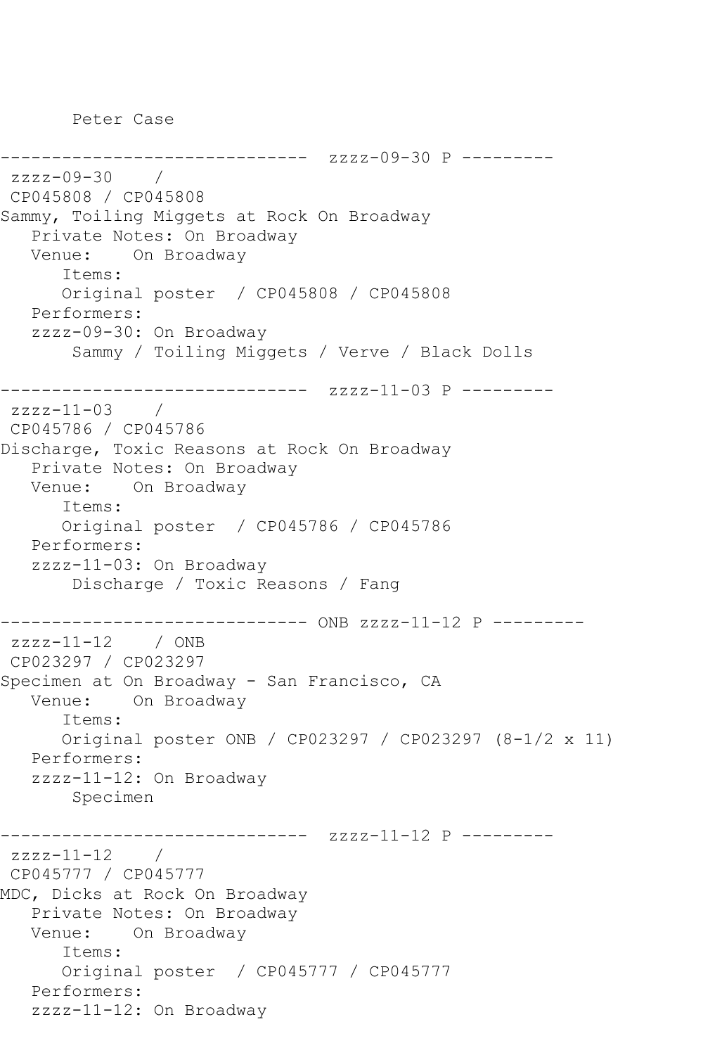```
       Peter Case

------------------------------  zzzz-09-30 P ---------
 zzzz-09-30    /
 CP045808 / CP045808
Sammy, Toiling Miggets at Rock On Broadway
   Private Notes: On Broadway
   Venue:    On Broadway
      Items:
      Original poster  / CP045808 / CP045808
   Performers:
   zzzz-09-30: On Broadway
       Sammy / Toiling Miggets / Verve / Black Dolls

------------------------------  zzzz-11-03 P ---------
 zzzz-11-03    /
 CP045786 / CP045786
Discharge, Toxic Reasons at Rock On Broadway
   Private Notes: On Broadway
   Venue:    On Broadway
      Items:
      Original poster  / CP045786 / CP045786
   Performers:
   zzzz-11-03: On Broadway
       Discharge / Toxic Reasons / Fang

------------------------------ ONB zzzz-11-12 P ---------
 zzzz-11-12    / ONB
 CP023297 / CP023297
Specimen at On Broadway - San Francisco, CA
   Venue:    On Broadway
      Items:
      Original poster ONB / CP023297 / CP023297 (8-1/2 x 11)
   Performers:
   zzzz-11-12: On Broadway
       Specimen

------------------------------  zzzz-11-12 P ---------
 zzzz-11-12    /
 CP045777 / CP045777
MDC, Dicks at Rock On Broadway
   Private Notes: On Broadway
   Venue:    On Broadway
      Items:
      Original poster  / CP045777 / CP045777
   Performers:
   zzzz-11-12: On Broadway
```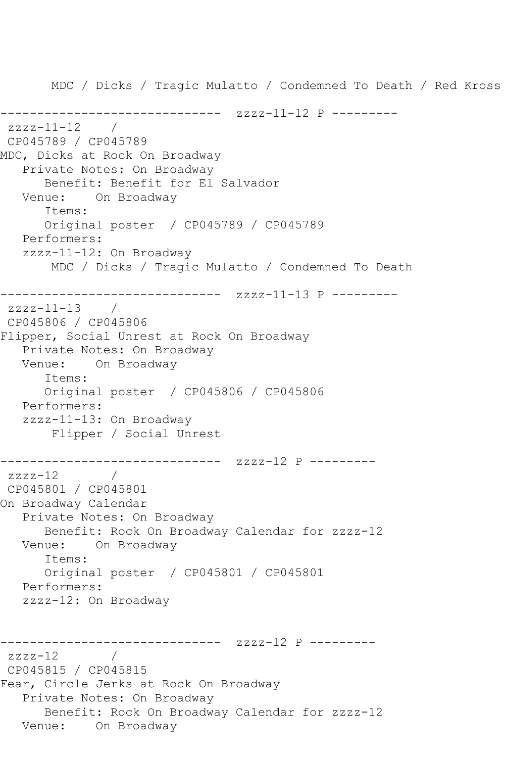```
       MDC / Dicks / Tragic Mulatto / Condemned To Death / Red Kross

------------------------------  zzzz-11-12 P ---------
 zzzz-11-12    /
 CP045789 / CP045789
MDC, Dicks at Rock On Broadway
   Private Notes: On Broadway
      Benefit: Benefit for El Salvador
   Venue:    On Broadway
      Items:
      Original poster  / CP045789 / CP045789
   Performers:
   zzzz-11-12: On Broadway
       MDC / Dicks / Tragic Mulatto / Condemned To Death

------------------------------  zzzz-11-13 P ---------
 zzzz-11-13    /
 CP045806 / CP045806
Flipper, Social Unrest at Rock On Broadway
   Private Notes: On Broadway
   Venue:    On Broadway
      Items:
      Original poster  / CP045806 / CP045806
   Performers:
   zzzz-11-13: On Broadway
       Flipper / Social Unrest

------------------------------  zzzz-12 P ---------
 zzzz-12       /
 CP045801 / CP045801
On Broadway Calendar
   Private Notes: On Broadway
      Benefit: Rock On Broadway Calendar for zzzz-12
   Venue:    On Broadway
      Items:
      Original poster  / CP045801 / CP045801
   Performers:
   zzzz-12: On Broadway


------------------------------  zzzz-12 P ---------
 zzzz-12       /
 CP045815 / CP045815
Fear, Circle Jerks at Rock On Broadway
   Private Notes: On Broadway
      Benefit: Rock On Broadway Calendar for zzzz-12
   Venue:    On Broadway
```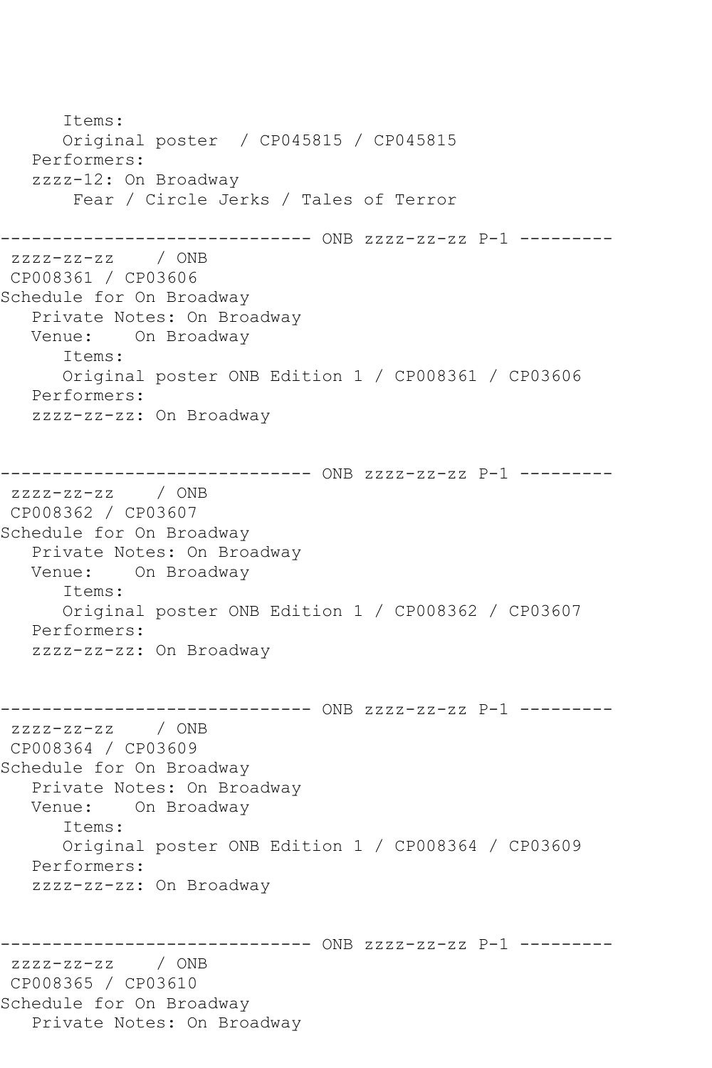```
      Items:
      Original poster  / CP045815 / CP045815
   Performers:
   zzzz-12: On Broadway
       Fear / Circle Jerks / Tales of Terror

------------------------------ ONB zzzz-zz-zz P-1 ---------
 zzzz-zz-zz    / ONB
 CP008361 / CP03606
Schedule for On Broadway
   Private Notes: On Broadway
   Venue:    On Broadway
      Items:
      Original poster ONB Edition 1 / CP008361 / CP03606
   Performers:
   zzzz-zz-zz: On Broadway


------------------------------ ONB zzzz-zz-zz P-1 ---------
 zzzz-zz-zz    / ONB
 CP008362 / CP03607
Schedule for On Broadway
   Private Notes: On Broadway
   Venue:    On Broadway
      Items:
      Original poster ONB Edition 1 / CP008362 / CP03607
   Performers:
   zzzz-zz-zz: On Broadway


------------------------------ ONB zzzz-zz-zz P-1 ---------
 zzzz-zz-zz    / ONB
 CP008364 / CP03609
Schedule for On Broadway
   Private Notes: On Broadway
   Venue:    On Broadway
      Items:
      Original poster ONB Edition 1 / CP008364 / CP03609
   Performers:
   zzzz-zz-zz: On Broadway


------------------------------ ONB zzzz-zz-zz P-1 ---------
 zzzz-zz-zz    / ONB
 CP008365 / CP03610
Schedule for On Broadway
   Private Notes: On Broadway
```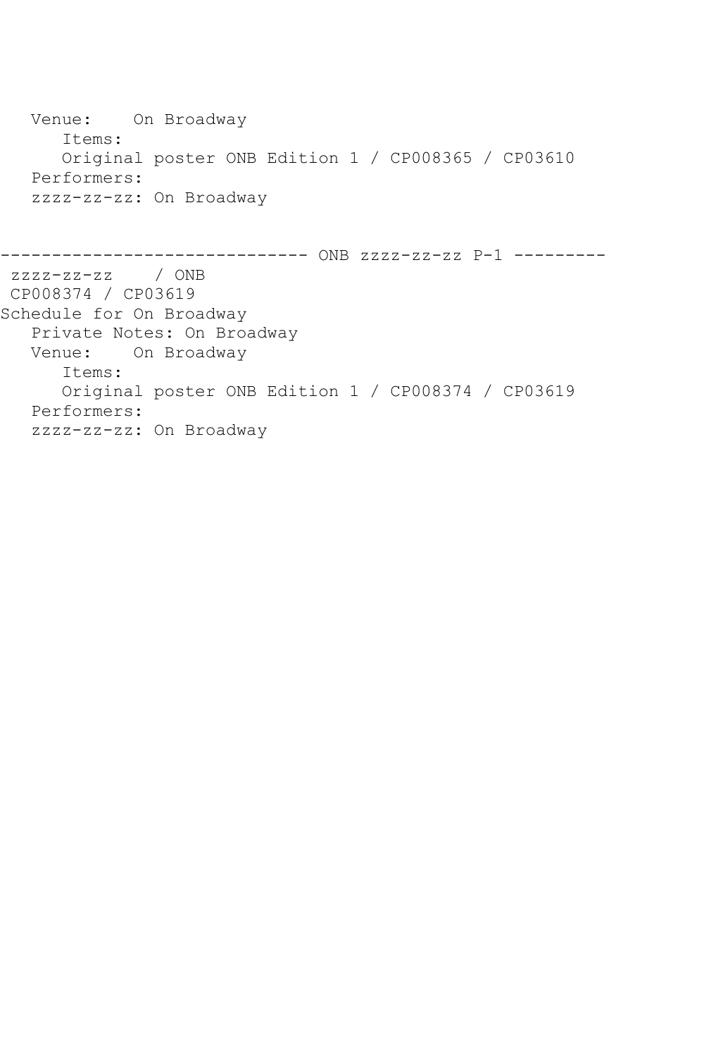```
   Venue:    On Broadway
      Items:
      Original poster ONB Edition 1 / CP008365 / CP03610
   Performers:
   zzzz-zz-zz: On Broadway


------------------------------ ONB zzzz-zz-zz P-1 ---------
 zzzz-zz-zz    / ONB
 CP008374 / CP03619
Schedule for On Broadway
   Private Notes: On Broadway
   Venue:    On Broadway
      Items:
      Original poster ONB Edition 1 / CP008374 / CP03619
   Performers:
   zzzz-zz-zz: On Broadway
```